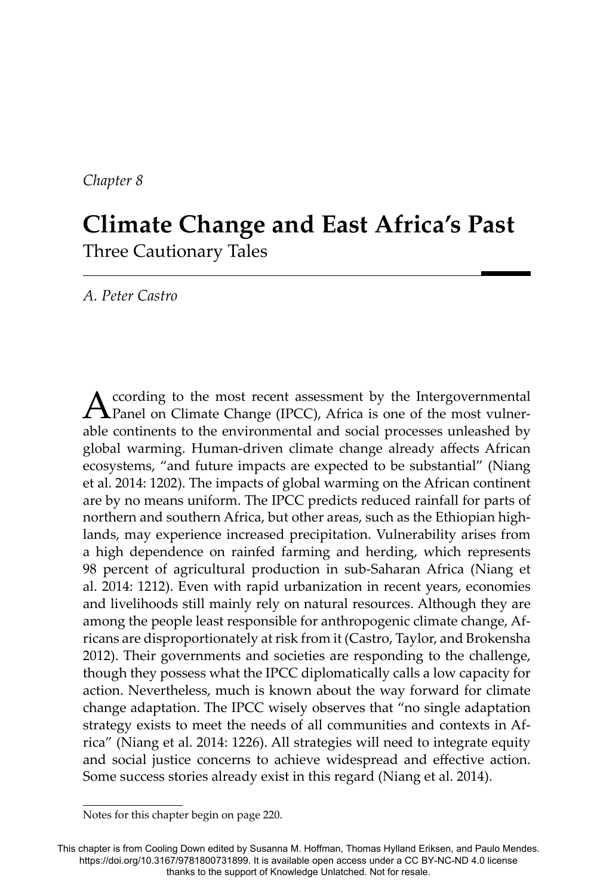*Chapter 8*

# Climate Change and East Africa's Past

## Three Cautionary Tales

*A. Peter Castro*

According to the most recent assessment by the Intergovernmental Panel on Climate Change (IPCC), Africa is one of the most vulnerable continents to the environmental and social processes unleashed by global warming. Human-driven climate change already affects African ecosystems, "and future impacts are expected to be substantial" (Niang et al. 2014: 1202). The impacts of global warming on the African continent are by no means uniform. The IPCC predicts reduced rainfall for parts of northern and southern Africa, but other areas, such as the Ethiopian highlands, may experience increased precipitation. Vulnerability arises from a high dependence on rainfed farming and herding, which represents 98 percent of agricultural production in sub-Saharan Africa (Niang et al. 2014: 1212). Even with rapid urbanization in recent years, economies and livelihoods still mainly rely on natural resources. Although they are among the people least responsible for anthropogenic climate change, Africans are disproportionately at risk from it (Castro, Taylor, and Brokensha 2012). Their governments and societies are responding to the challenge, though they possess what the IPCC diplomatically calls a low capacity for action. Nevertheless, much is known about the way forward for climate change adaptation. The IPCC wisely observes that "no single adaptation strategy exists to meet the needs of all communities and contexts in Africa" (Niang et al. 2014: 1226). All strategies will need to integrate equity and social justice concerns to achieve widespread and effective action. Some success stories already exist in this regard (Niang et al. 2014).

Notes for this chapter begin on page 220.

This chapter is from Cooling Down edited by Susanna M. Hoffman, Thomas Hylland Eriksen, and Paulo Mendes. https://doi.org/10.3167/9781800731899. It is available open access under a CC BY-NC-ND 4.0 license thanks to the support of Knowledge Unlatched. Not for resale.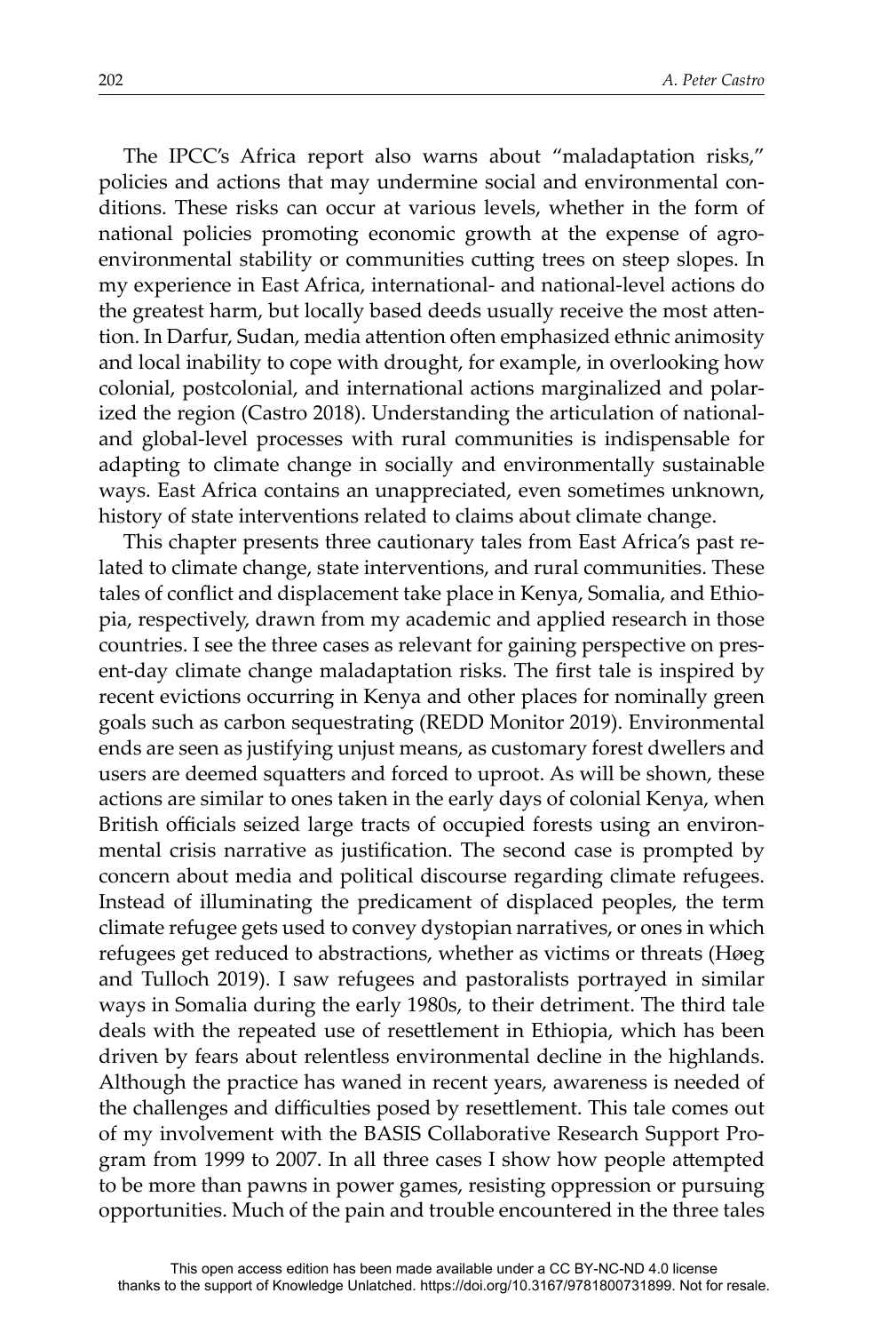The IPCC's Africa report also warns about "maladaptation risks," policies and actions that may undermine social and environmental conditions. These risks can occur at various levels, whether in the form of national policies promoting economic growth at the expense of agro-environmental stability or communities cutting trees on steep slopes. In my experience in East Africa, international- and national-level actions do the greatest harm, but locally based deeds usually receive the most attention. In Darfur, Sudan, media attention often emphasized ethnic animosity and local inability to cope with drought, for example, in overlooking how colonial, postcolonial, and international actions marginalized and polarized the region (Castro 2018). Understanding the articulation of national- and global-level processes with rural communities is indispensable for adapting to climate change in socially and environmentally sustainable ways. East Africa contains an unappreciated, even sometimes unknown, history of state interventions related to claims about climate change.

This chapter presents three cautionary tales from East Africa's past related to climate change, state interventions, and rural communities. These tales of conflict and displacement take place in Kenya, Somalia, and Ethiopia, respectively, drawn from my academic and applied research in those countries. I see the three cases as relevant for gaining perspective on present-day climate change maladaptation risks. The first tale is inspired by recent evictions occurring in Kenya and other places for nominally green goals such as carbon sequestrating (REDD Monitor 2019). Environmental ends are seen as justifying unjust means, as customary forest dwellers and users are deemed squatters and forced to uproot. As will be shown, these actions are similar to ones taken in the early days of colonial Kenya, when British officials seized large tracts of occupied forests using an environmental crisis narrative as justification. The second case is prompted by concern about media and political discourse regarding climate refugees. Instead of illuminating the predicament of displaced peoples, the term climate refugee gets used to convey dystopian narratives, or ones in which refugees get reduced to abstractions, whether as victims or threats (Høeg and Tulloch 2019). I saw refugees and pastoralists portrayed in similar ways in Somalia during the early 1980s, to their detriment. The third tale deals with the repeated use of resettlement in Ethiopia, which has been driven by fears about relentless environmental decline in the highlands. Although the practice has waned in recent years, awareness is needed of the challenges and difficulties posed by resettlement. This tale comes out of my involvement with the BASIS Collaborative Research Support Program from 1999 to 2007. In all three cases I show how people attempted to be more than pawns in power games, resisting oppression or pursuing opportunities. Much of the pain and trouble encountered in the three tales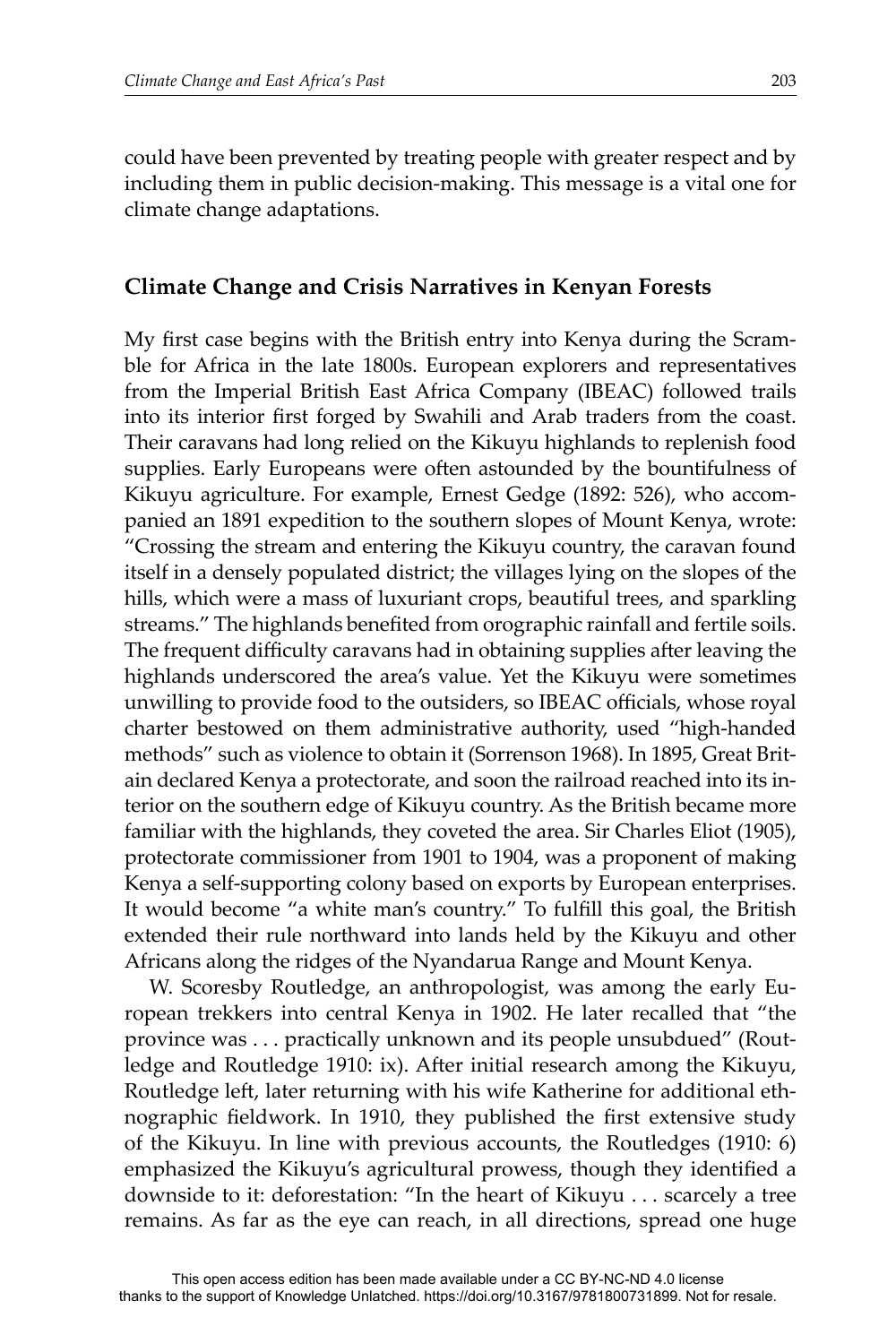could have been prevented by treating people with greater respect and by including them in public decision-making. This message is a vital one for climate change adaptations.

## Climate Change and Crisis Narratives in Kenyan Forests

My first case begins with the British entry into Kenya during the Scramble for Africa in the late 1800s. European explorers and representatives from the Imperial British East Africa Company (IBEAC) followed trails into its interior first forged by Swahili and Arab traders from the coast. Their caravans had long relied on the Kikuyu highlands to replenish food supplies. Early Europeans were often astounded by the bountifulness of Kikuyu agriculture. For example, Ernest Gedge (1892: 526), who accompanied an 1891 expedition to the southern slopes of Mount Kenya, wrote: "Crossing the stream and entering the Kikuyu country, the caravan found itself in a densely populated district; the villages lying on the slopes of the hills, which were a mass of luxuriant crops, beautiful trees, and sparkling streams." The highlands benefited from orographic rainfall and fertile soils. The frequent difficulty caravans had in obtaining supplies after leaving the highlands underscored the area's value. Yet the Kikuyu were sometimes unwilling to provide food to the outsiders, so IBEAC officials, whose royal charter bestowed on them administrative authority, used "high-handed methods" such as violence to obtain it (Sorrenson 1968). In 1895, Great Britain declared Kenya a protectorate, and soon the railroad reached into its interior on the southern edge of Kikuyu country. As the British became more familiar with the highlands, they coveted the area. Sir Charles Eliot (1905), protectorate commissioner from 1901 to 1904, was a proponent of making Kenya a self-supporting colony based on exports by European enterprises. It would become "a white man's country." To fulfill this goal, the British extended their rule northward into lands held by the Kikuyu and other Africans along the ridges of the Nyandarua Range and Mount Kenya.

W. Scoresby Routledge, an anthropologist, was among the early European trekkers into central Kenya in 1902. He later recalled that "the province was . . . practically unknown and its people unsubdued" (Routledge and Routledge 1910: ix). After initial research among the Kikuyu, Routledge left, later returning with his wife Katherine for additional ethnographic fieldwork. In 1910, they published the first extensive study of the Kikuyu. In line with previous accounts, the Routledges (1910: 6) emphasized the Kikuyu's agricultural prowess, though they identified a downside to it: deforestation: "In the heart of Kikuyu . . . scarcely a tree remains. As far as the eye can reach, in all directions, spread one huge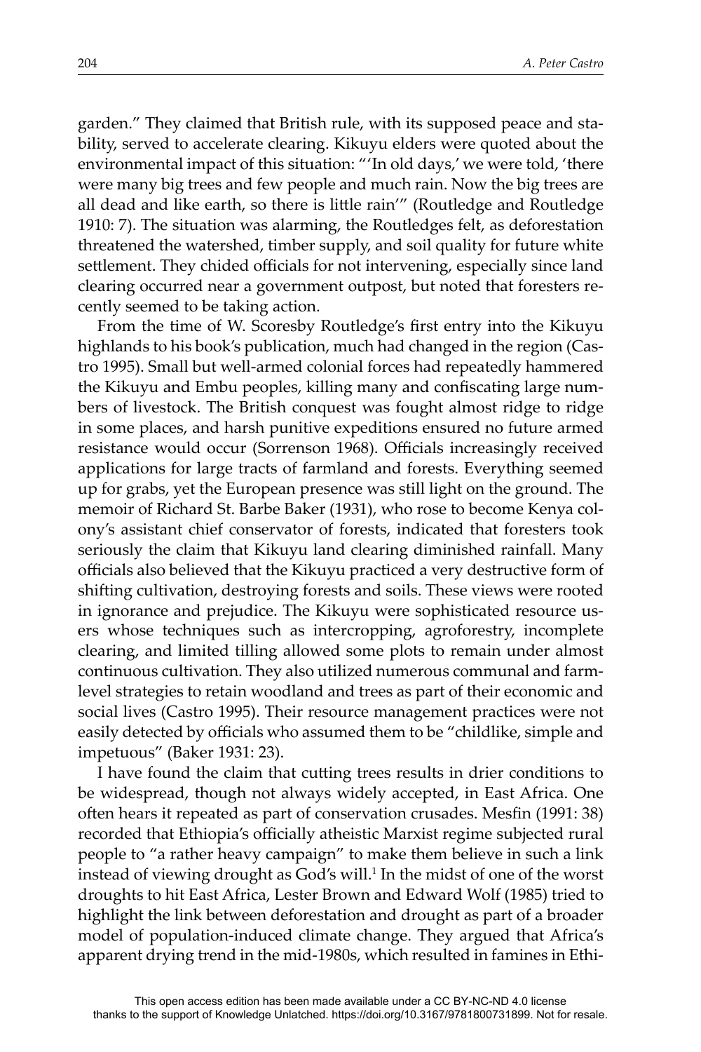garden." They claimed that British rule, with its supposed peace and stability, served to accelerate clearing. Kikuyu elders were quoted about the environmental impact of this situation: "'In old days,' we were told, 'there were many big trees and few people and much rain. Now the big trees are all dead and like earth, so there is little rain'" (Routledge and Routledge 1910: 7). The situation was alarming, the Routledges felt, as deforestation threatened the watershed, timber supply, and soil quality for future white settlement. They chided officials for not intervening, especially since land clearing occurred near a government outpost, but noted that foresters recently seemed to be taking action.

From the time of W. Scoresby Routledge's first entry into the Kikuyu highlands to his book's publication, much had changed in the region (Castro 1995). Small but well-armed colonial forces had repeatedly hammered the Kikuyu and Embu peoples, killing many and confiscating large numbers of livestock. The British conquest was fought almost ridge to ridge in some places, and harsh punitive expeditions ensured no future armed resistance would occur (Sorrenson 1968). Officials increasingly received applications for large tracts of farmland and forests. Everything seemed up for grabs, yet the European presence was still light on the ground. The memoir of Richard St. Barbe Baker (1931), who rose to become Kenya colony's assistant chief conservator of forests, indicated that foresters took seriously the claim that Kikuyu land clearing diminished rainfall. Many officials also believed that the Kikuyu practiced a very destructive form of shifting cultivation, destroying forests and soils. These views were rooted in ignorance and prejudice. The Kikuyu were sophisticated resource users whose techniques such as intercropping, agroforestry, incomplete clearing, and limited tilling allowed some plots to remain under almost continuous cultivation. They also utilized numerous communal and farm-level strategies to retain woodland and trees as part of their economic and social lives (Castro 1995). Their resource management practices were not easily detected by officials who assumed them to be "childlike, simple and impetuous" (Baker 1931: 23).

I have found the claim that cutting trees results in drier conditions to be widespread, though not always widely accepted, in East Africa. One often hears it repeated as part of conservation crusades. Mesfin (1991: 38) recorded that Ethiopia's officially atheistic Marxist regime subjected rural people to "a rather heavy campaign" to make them believe in such a link instead of viewing drought as God's will.[1] In the midst of one of the worst droughts to hit East Africa, Lester Brown and Edward Wolf (1985) tried to highlight the link between deforestation and drought as part of a broader model of population-induced climate change. They argued that Africa's apparent drying trend in the mid-1980s, which resulted in famines in Ethi-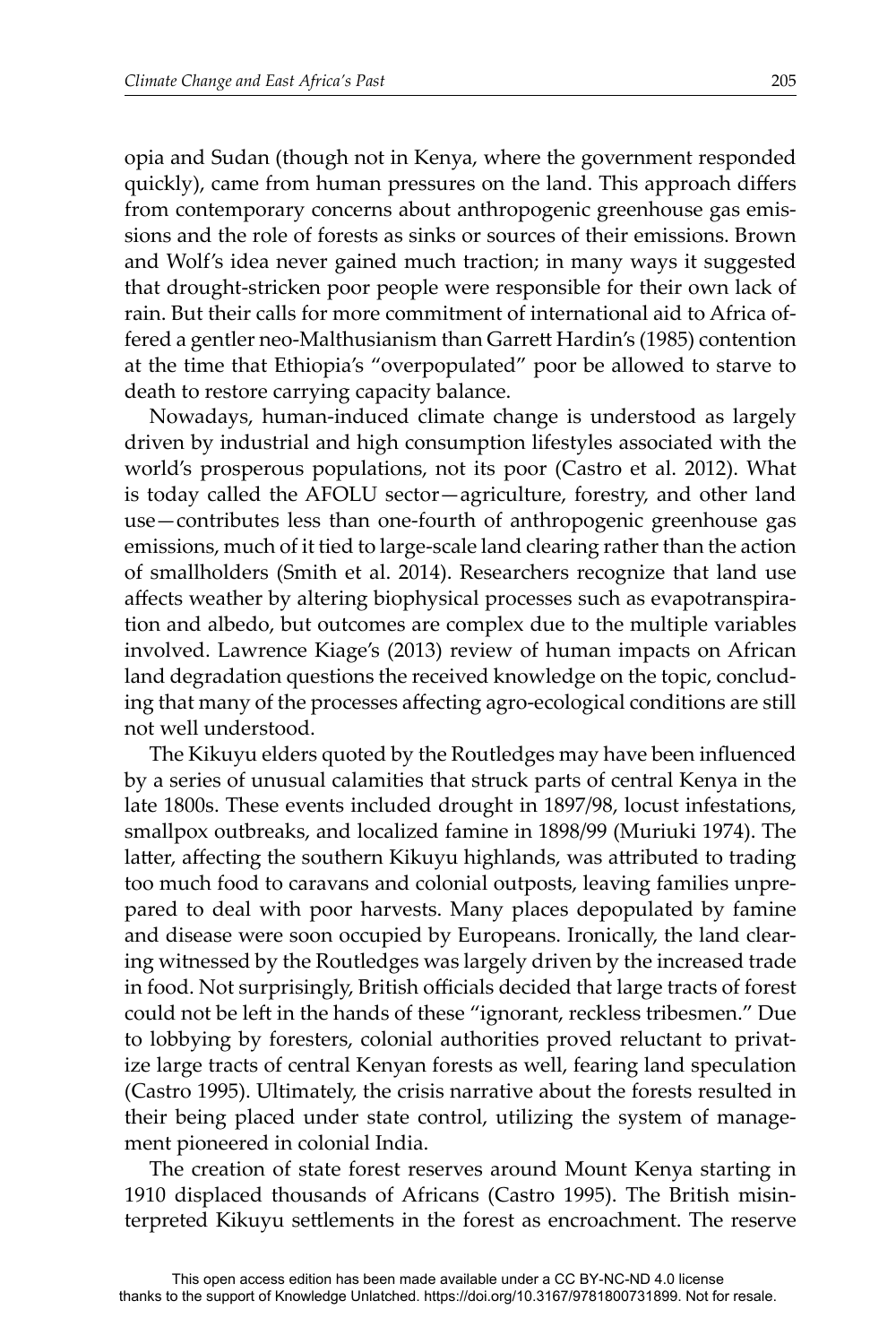opia and Sudan (though not in Kenya, where the government responded quickly), came from human pressures on the land. This approach differs from contemporary concerns about anthropogenic greenhouse gas emissions and the role of forests as sinks or sources of their emissions. Brown and Wolf's idea never gained much traction; in many ways it suggested that drought-stricken poor people were responsible for their own lack of rain. But their calls for more commitment of international aid to Africa offered a gentler neo-Malthusianism than Garrett Hardin's (1985) contention at the time that Ethiopia's "overpopulated" poor be allowed to starve to death to restore carrying capacity balance.

Nowadays, human-induced climate change is understood as largely driven by industrial and high consumption lifestyles associated with the world's prosperous populations, not its poor (Castro et al. 2012). What is today called the AFOLU sector—agriculture, forestry, and other land use—contributes less than one-fourth of anthropogenic greenhouse gas emissions, much of it tied to large-scale land clearing rather than the action of smallholders (Smith et al. 2014). Researchers recognize that land use affects weather by altering biophysical processes such as evapotranspiration and albedo, but outcomes are complex due to the multiple variables involved. Lawrence Kiage's (2013) review of human impacts on African land degradation questions the received knowledge on the topic, concluding that many of the processes affecting agro-ecological conditions are still not well understood.

The Kikuyu elders quoted by the Routledges may have been influenced by a series of unusual calamities that struck parts of central Kenya in the late 1800s. These events included drought in 1897/98, locust infestations, smallpox outbreaks, and localized famine in 1898/99 (Muriuki 1974). The latter, affecting the southern Kikuyu highlands, was attributed to trading too much food to caravans and colonial outposts, leaving families unprepared to deal with poor harvests. Many places depopulated by famine and disease were soon occupied by Europeans. Ironically, the land clearing witnessed by the Routledges was largely driven by the increased trade in food. Not surprisingly, British officials decided that large tracts of forest could not be left in the hands of these "ignorant, reckless tribesmen." Due to lobbying by foresters, colonial authorities proved reluctant to privatize large tracts of central Kenyan forests as well, fearing land speculation (Castro 1995). Ultimately, the crisis narrative about the forests resulted in their being placed under state control, utilizing the system of management pioneered in colonial India.

The creation of state forest reserves around Mount Kenya starting in 1910 displaced thousands of Africans (Castro 1995). The British misinterpreted Kikuyu settlements in the forest as encroachment. The reserve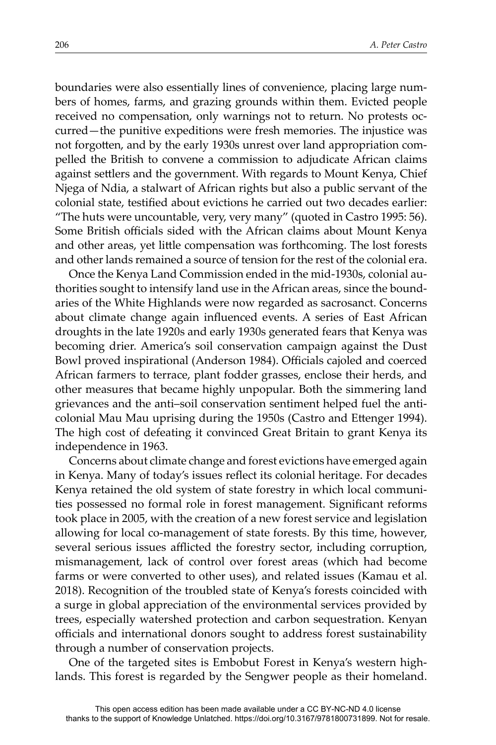boundaries were also essentially lines of convenience, placing large numbers of homes, farms, and grazing grounds within them. Evicted people received no compensation, only warnings not to return. No protests occurred—the punitive expeditions were fresh memories. The injustice was not forgotten, and by the early 1930s unrest over land appropriation compelled the British to convene a commission to adjudicate African claims against settlers and the government. With regards to Mount Kenya, Chief Njega of Ndia, a stalwart of African rights but also a public servant of the colonial state, testified about evictions he carried out two decades earlier: "The huts were uncountable, very, very many" (quoted in Castro 1995: 56). Some British officials sided with the African claims about Mount Kenya and other areas, yet little compensation was forthcoming. The lost forests and other lands remained a source of tension for the rest of the colonial era.

Once the Kenya Land Commission ended in the mid-1930s, colonial authorities sought to intensify land use in the African areas, since the boundaries of the White Highlands were now regarded as sacrosanct. Concerns about climate change again influenced events. A series of East African droughts in the late 1920s and early 1930s generated fears that Kenya was becoming drier. America's soil conservation campaign against the Dust Bowl proved inspirational (Anderson 1984). Officials cajoled and coerced African farmers to terrace, plant fodder grasses, enclose their herds, and other measures that became highly unpopular. Both the simmering land grievances and the anti–soil conservation sentiment helped fuel the anticolonial Mau Mau uprising during the 1950s (Castro and Ettenger 1994). The high cost of defeating it convinced Great Britain to grant Kenya its independence in 1963.

Concerns about climate change and forest evictions have emerged again in Kenya. Many of today's issues reflect its colonial heritage. For decades Kenya retained the old system of state forestry in which local communities possessed no formal role in forest management. Significant reforms took place in 2005, with the creation of a new forest service and legislation allowing for local co-management of state forests. By this time, however, several serious issues afflicted the forestry sector, including corruption, mismanagement, lack of control over forest areas (which had become farms or were converted to other uses), and related issues (Kamau et al. 2018). Recognition of the troubled state of Kenya's forests coincided with a surge in global appreciation of the environmental services provided by trees, especially watershed protection and carbon sequestration. Kenyan officials and international donors sought to address forest sustainability through a number of conservation projects.

One of the targeted sites is Embobut Forest in Kenya's western highlands. This forest is regarded by the Sengwer people as their homeland.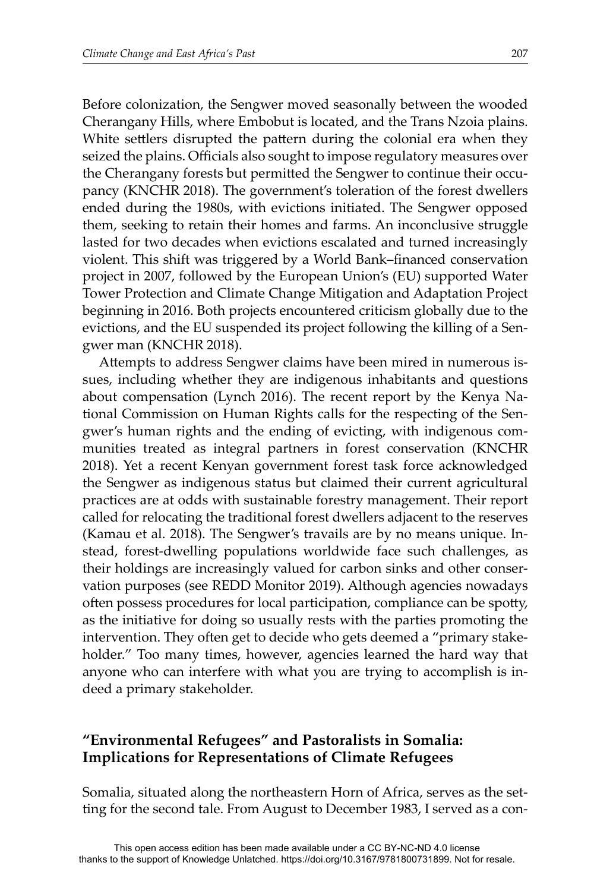Before colonization, the Sengwer moved seasonally between the wooded Cherangany Hills, where Embobut is located, and the Trans Nzoia plains. White settlers disrupted the pattern during the colonial era when they seized the plains. Officials also sought to impose regulatory measures over the Cherangany forests but permitted the Sengwer to continue their occupancy (KNCHR 2018). The government's toleration of the forest dwellers ended during the 1980s, with evictions initiated. The Sengwer opposed them, seeking to retain their homes and farms. An inconclusive struggle lasted for two decades when evictions escalated and turned increasingly violent. This shift was triggered by a World Bank–financed conservation project in 2007, followed by the European Union's (EU) supported Water Tower Protection and Climate Change Mitigation and Adaptation Project beginning in 2016. Both projects encountered criticism globally due to the evictions, and the EU suspended its project following the killing of a Sengwer man (KNCHR 2018).

Attempts to address Sengwer claims have been mired in numerous issues, including whether they are indigenous inhabitants and questions about compensation (Lynch 2016). The recent report by the Kenya National Commission on Human Rights calls for the respecting of the Sengwer's human rights and the ending of evicting, with indigenous communities treated as integral partners in forest conservation (KNCHR 2018). Yet a recent Kenyan government forest task force acknowledged the Sengwer as indigenous status but claimed their current agricultural practices are at odds with sustainable forestry management. Their report called for relocating the traditional forest dwellers adjacent to the reserves (Kamau et al. 2018). The Sengwer's travails are by no means unique. Instead, forest-dwelling populations worldwide face such challenges, as their holdings are increasingly valued for carbon sinks and other conservation purposes (see REDD Monitor 2019). Although agencies nowadays often possess procedures for local participation, compliance can be spotty, as the initiative for doing so usually rests with the parties promoting the intervention. They often get to decide who gets deemed a "primary stakeholder." Too many times, however, agencies learned the hard way that anyone who can interfere with what you are trying to accomplish is indeed a primary stakeholder.

## "Environmental Refugees" and Pastoralists in Somalia: Implications for Representations of Climate Refugees

Somalia, situated along the northeastern Horn of Africa, serves as the setting for the second tale. From August to December 1983, I served as a con-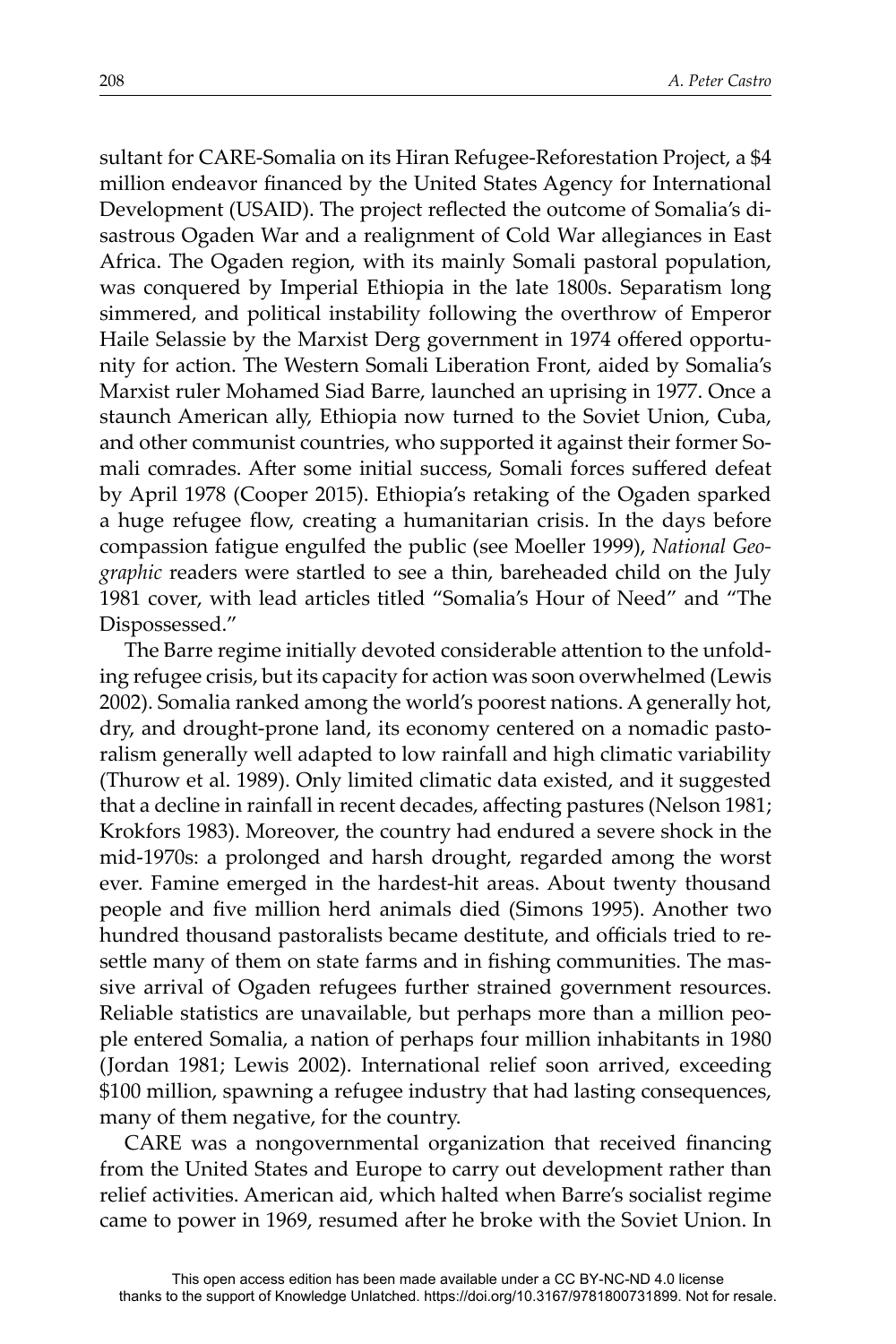sultant for CARE-Somalia on its Hiran Refugee-Reforestation Project, a $4 million endeavor financed by the United States Agency for International Development (USAID). The project reflected the outcome of Somalia's disastrous Ogaden War and a realignment of Cold War allegiances in East Africa. The Ogaden region, with its mainly Somali pastoral population, was conquered by Imperial Ethiopia in the late 1800s. Separatism long simmered, and political instability following the overthrow of Emperor Haile Selassie by the Marxist Derg government in 1974 offered opportunity for action. The Western Somali Liberation Front, aided by Somalia's Marxist ruler Mohamed Siad Barre, launched an uprising in 1977. Once a staunch American ally, Ethiopia now turned to the Soviet Union, Cuba, and other communist countries, who supported it against their former Somali comrades. After some initial success, Somali forces suffered defeat by April 1978 (Cooper 2015). Ethiopia's retaking of the Ogaden sparked a huge refugee flow, creating a humanitarian crisis. In the days before compassion fatigue engulfed the public (see Moeller 1999), *National Geographic* readers were startled to see a thin, bareheaded child on the July 1981 cover, with lead articles titled "Somalia's Hour of Need" and "The Dispossessed."

The Barre regime initially devoted considerable attention to the unfolding refugee crisis, but its capacity for action was soon overwhelmed (Lewis 2002). Somalia ranked among the world's poorest nations. A generally hot, dry, and drought-prone land, its economy centered on a nomadic pastoralism generally well adapted to low rainfall and high climatic variability (Thurow et al. 1989). Only limited climatic data existed, and it suggested that a decline in rainfall in recent decades, affecting pastures (Nelson 1981; Krokfors 1983). Moreover, the country had endured a severe shock in the mid-1970s: a prolonged and harsh drought, regarded among the worst ever. Famine emerged in the hardest-hit areas. About twenty thousand people and five million herd animals died (Simons 1995). Another two hundred thousand pastoralists became destitute, and officials tried to resettle many of them on state farms and in fishing communities. The massive arrival of Ogaden refugees further strained government resources. Reliable statistics are unavailable, but perhaps more than a million people entered Somalia, a nation of perhaps four million inhabitants in 1980 (Jordan 1981; Lewis 2002). International relief soon arrived, exceeding $100 million, spawning a refugee industry that had lasting consequences, many of them negative, for the country.

CARE was a nongovernmental organization that received financing from the United States and Europe to carry out development rather than relief activities. American aid, which halted when Barre's socialist regime came to power in 1969, resumed after he broke with the Soviet Union. In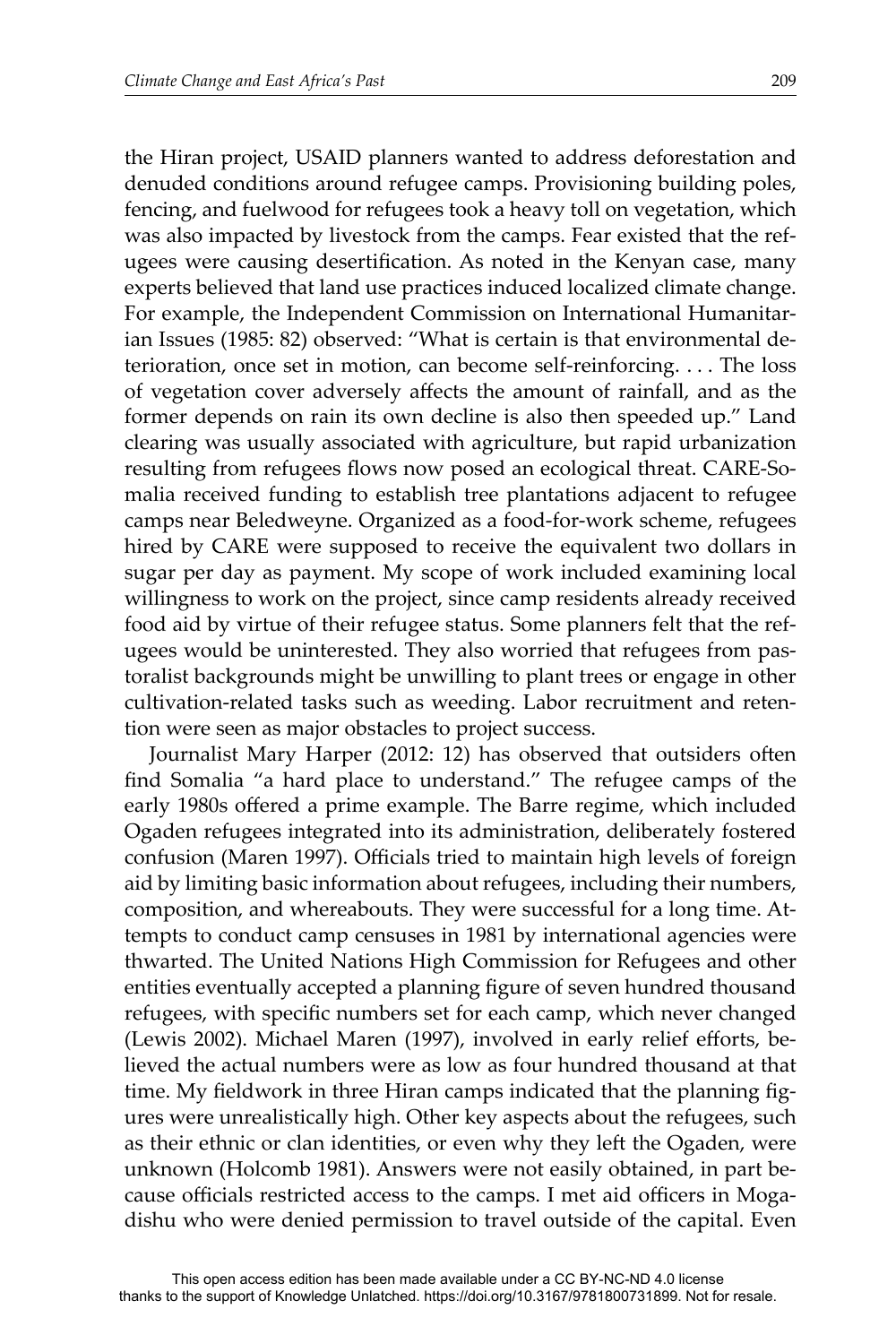the Hiran project, USAID planners wanted to address deforestation and denuded conditions around refugee camps. Provisioning building poles, fencing, and fuelwood for refugees took a heavy toll on vegetation, which was also impacted by livestock from the camps. Fear existed that the refugees were causing desertification. As noted in the Kenyan case, many experts believed that land use practices induced localized climate change. For example, the Independent Commission on International Humanitarian Issues (1985: 82) observed: "What is certain is that environmental deterioration, once set in motion, can become self-reinforcing. . . . The loss of vegetation cover adversely affects the amount of rainfall, and as the former depends on rain its own decline is also then speeded up." Land clearing was usually associated with agriculture, but rapid urbanization resulting from refugees flows now posed an ecological threat. CARE-Somalia received funding to establish tree plantations adjacent to refugee camps near Beledweyne. Organized as a food-for-work scheme, refugees hired by CARE were supposed to receive the equivalent two dollars in sugar per day as payment. My scope of work included examining local willingness to work on the project, since camp residents already received food aid by virtue of their refugee status. Some planners felt that the refugees would be uninterested. They also worried that refugees from pastoralist backgrounds might be unwilling to plant trees or engage in other cultivation-related tasks such as weeding. Labor recruitment and retention were seen as major obstacles to project success.

Journalist Mary Harper (2012: 12) has observed that outsiders often find Somalia "a hard place to understand." The refugee camps of the early 1980s offered a prime example. The Barre regime, which included Ogaden refugees integrated into its administration, deliberately fostered confusion (Maren 1997). Officials tried to maintain high levels of foreign aid by limiting basic information about refugees, including their numbers, composition, and whereabouts. They were successful for a long time. Attempts to conduct camp censuses in 1981 by international agencies were thwarted. The United Nations High Commission for Refugees and other entities eventually accepted a planning figure of seven hundred thousand refugees, with specific numbers set for each camp, which never changed (Lewis 2002). Michael Maren (1997), involved in early relief efforts, believed the actual numbers were as low as four hundred thousand at that time. My fieldwork in three Hiran camps indicated that the planning figures were unrealistically high. Other key aspects about the refugees, such as their ethnic or clan identities, or even why they left the Ogaden, were unknown (Holcomb 1981). Answers were not easily obtained, in part because officials restricted access to the camps. I met aid officers in Mogadishu who were denied permission to travel outside of the capital. Even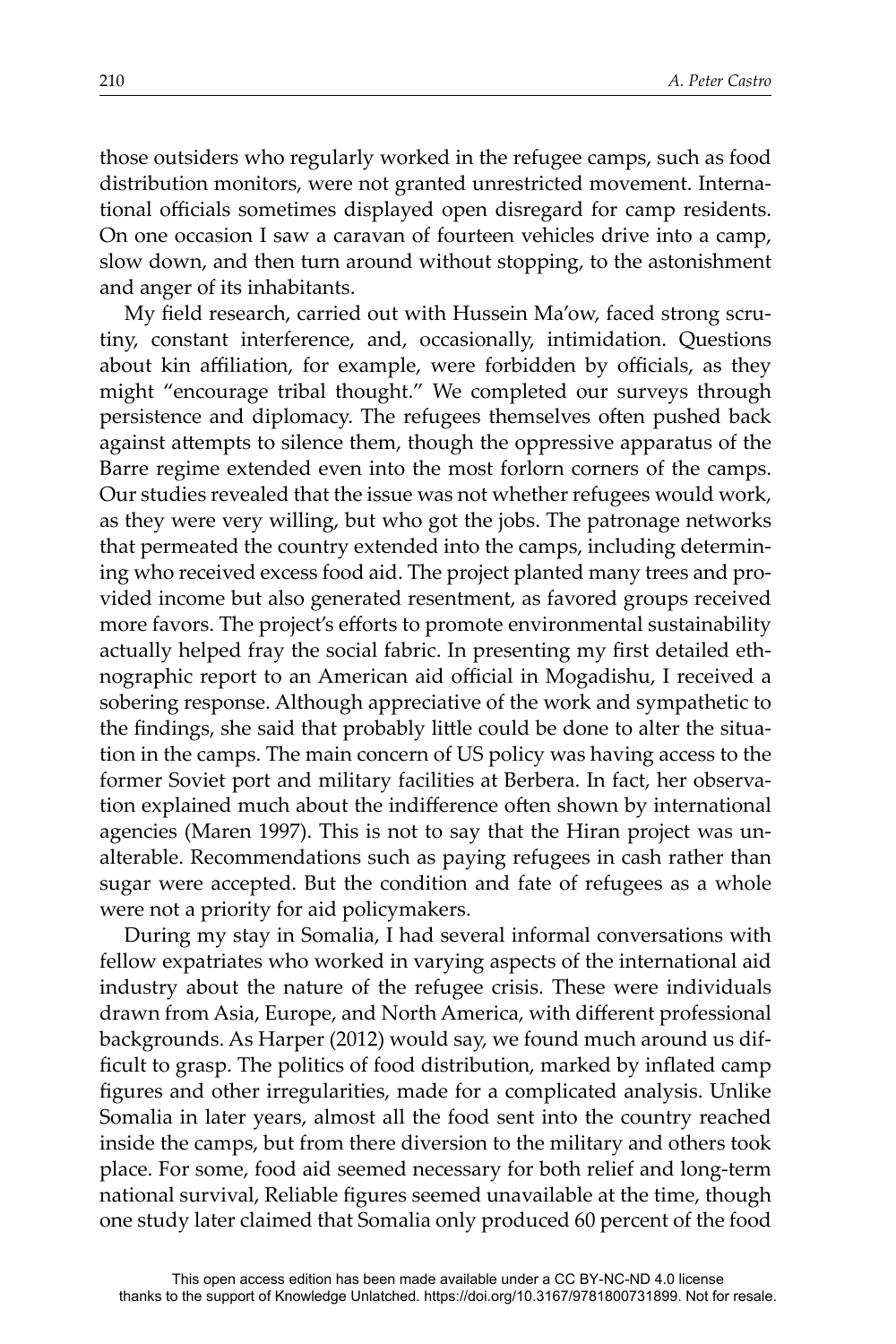those outsiders who regularly worked in the refugee camps, such as food distribution monitors, were not granted unrestricted movement. International officials sometimes displayed open disregard for camp residents. On one occasion I saw a caravan of fourteen vehicles drive into a camp, slow down, and then turn around without stopping, to the astonishment and anger of its inhabitants.

My field research, carried out with Hussein Ma'ow, faced strong scrutiny, constant interference, and, occasionally, intimidation. Questions about kin affiliation, for example, were forbidden by officials, as they might "encourage tribal thought." We completed our surveys through persistence and diplomacy. The refugees themselves often pushed back against attempts to silence them, though the oppressive apparatus of the Barre regime extended even into the most forlorn corners of the camps. Our studies revealed that the issue was not whether refugees would work, as they were very willing, but who got the jobs. The patronage networks that permeated the country extended into the camps, including determining who received excess food aid. The project planted many trees and provided income but also generated resentment, as favored groups received more favors. The project's efforts to promote environmental sustainability actually helped fray the social fabric. In presenting my first detailed ethnographic report to an American aid official in Mogadishu, I received a sobering response. Although appreciative of the work and sympathetic to the findings, she said that probably little could be done to alter the situation in the camps. The main concern of US policy was having access to the former Soviet port and military facilities at Berbera. In fact, her observation explained much about the indifference often shown by international agencies (Maren 1997). This is not to say that the Hiran project was unalterable. Recommendations such as paying refugees in cash rather than sugar were accepted. But the condition and fate of refugees as a whole were not a priority for aid policymakers.

During my stay in Somalia, I had several informal conversations with fellow expatriates who worked in varying aspects of the international aid industry about the nature of the refugee crisis. These were individuals drawn from Asia, Europe, and North America, with different professional backgrounds. As Harper (2012) would say, we found much around us difficult to grasp. The politics of food distribution, marked by inflated camp figures and other irregularities, made for a complicated analysis. Unlike Somalia in later years, almost all the food sent into the country reached inside the camps, but from there diversion to the military and others took place. For some, food aid seemed necessary for both relief and long-term national survival, Reliable figures seemed unavailable at the time, though one study later claimed that Somalia only produced 60 percent of the food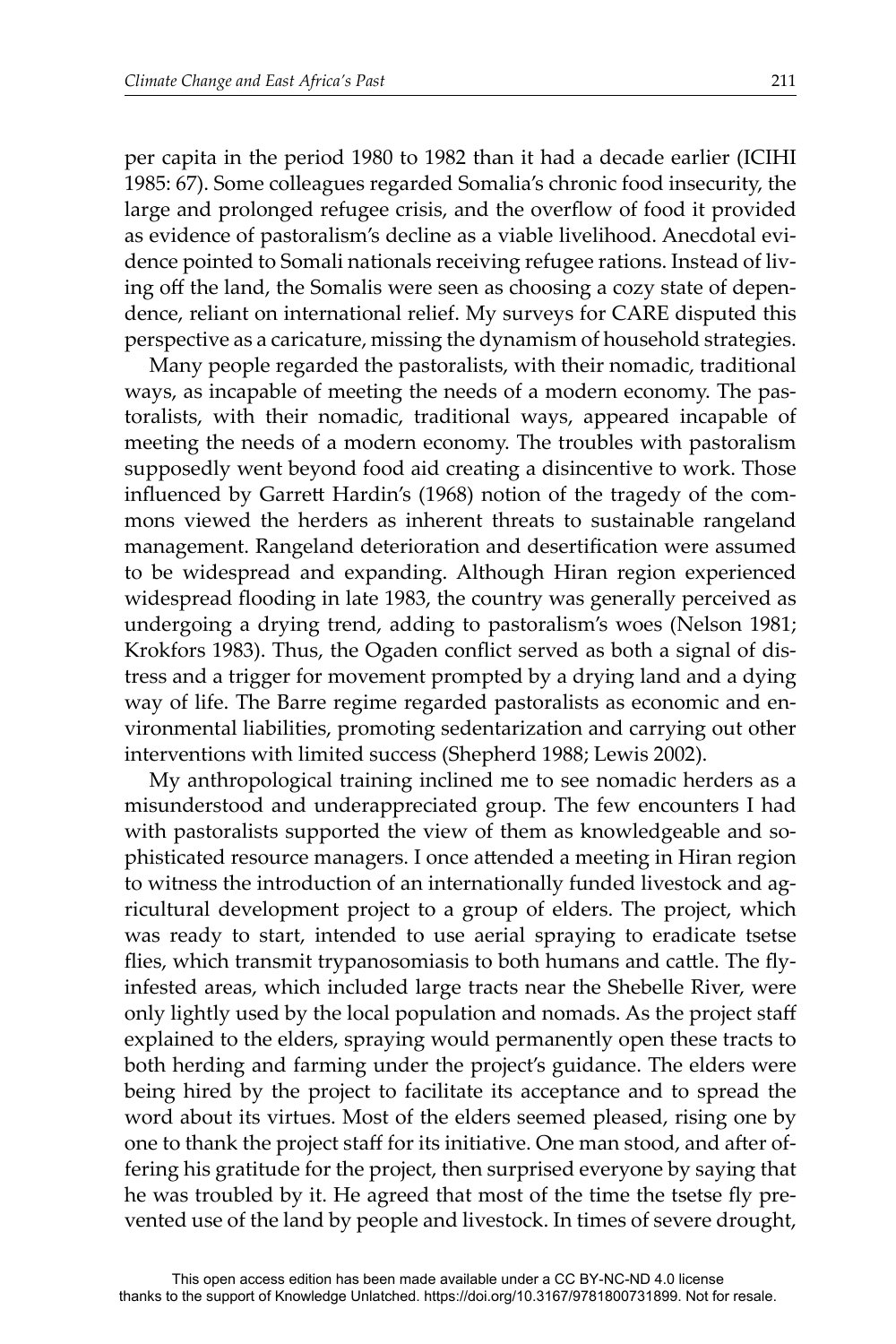per capita in the period 1980 to 1982 than it had a decade earlier (ICIHI 1985: 67). Some colleagues regarded Somalia's chronic food insecurity, the large and prolonged refugee crisis, and the overflow of food it provided as evidence of pastoralism's decline as a viable livelihood. Anecdotal evidence pointed to Somali nationals receiving refugee rations. Instead of living off the land, the Somalis were seen as choosing a cozy state of dependence, reliant on international relief. My surveys for CARE disputed this perspective as a caricature, missing the dynamism of household strategies.

Many people regarded the pastoralists, with their nomadic, traditional ways, as incapable of meeting the needs of a modern economy. The pastoralists, with their nomadic, traditional ways, appeared incapable of meeting the needs of a modern economy. The troubles with pastoralism supposedly went beyond food aid creating a disincentive to work. Those influenced by Garrett Hardin's (1968) notion of the tragedy of the commons viewed the herders as inherent threats to sustainable rangeland management. Rangeland deterioration and desertification were assumed to be widespread and expanding. Although Hiran region experienced widespread flooding in late 1983, the country was generally perceived as undergoing a drying trend, adding to pastoralism's woes (Nelson 1981; Krokfors 1983). Thus, the Ogaden conflict served as both a signal of distress and a trigger for movement prompted by a drying land and a dying way of life. The Barre regime regarded pastoralists as economic and environmental liabilities, promoting sedentarization and carrying out other interventions with limited success (Shepherd 1988; Lewis 2002).

My anthropological training inclined me to see nomadic herders as a misunderstood and underappreciated group. The few encounters I had with pastoralists supported the view of them as knowledgeable and sophisticated resource managers. I once attended a meeting in Hiran region to witness the introduction of an internationally funded livestock and agricultural development project to a group of elders. The project, which was ready to start, intended to use aerial spraying to eradicate tsetse flies, which transmit trypanosomiasis to both humans and cattle. The fly-infested areas, which included large tracts near the Shebelle River, were only lightly used by the local population and nomads. As the project staff explained to the elders, spraying would permanently open these tracts to both herding and farming under the project's guidance. The elders were being hired by the project to facilitate its acceptance and to spread the word about its virtues. Most of the elders seemed pleased, rising one by one to thank the project staff for its initiative. One man stood, and after offering his gratitude for the project, then surprised everyone by saying that he was troubled by it. He agreed that most of the time the tsetse fly prevented use of the land by people and livestock. In times of severe drought,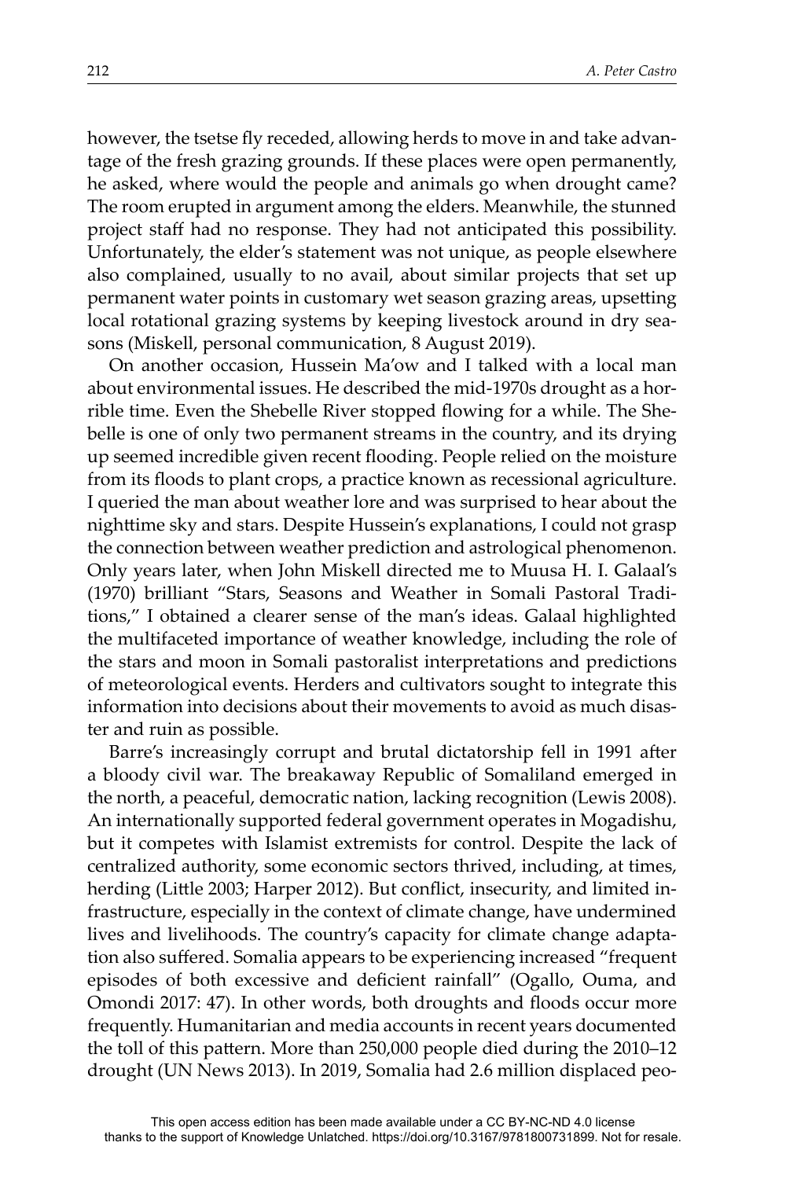however, the tsetse fly receded, allowing herds to move in and take advantage of the fresh grazing grounds. If these places were open permanently, he asked, where would the people and animals go when drought came? The room erupted in argument among the elders. Meanwhile, the stunned project staff had no response. They had not anticipated this possibility. Unfortunately, the elder's statement was not unique, as people elsewhere also complained, usually to no avail, about similar projects that set up permanent water points in customary wet season grazing areas, upsetting local rotational grazing systems by keeping livestock around in dry seasons (Miskell, personal communication, 8 August 2019).

On another occasion, Hussein Ma'ow and I talked with a local man about environmental issues. He described the mid-1970s drought as a horrible time. Even the Shebelle River stopped flowing for a while. The Shebelle is one of only two permanent streams in the country, and its drying up seemed incredible given recent flooding. People relied on the moisture from its floods to plant crops, a practice known as recessional agriculture. I queried the man about weather lore and was surprised to hear about the nighttime sky and stars. Despite Hussein's explanations, I could not grasp the connection between weather prediction and astrological phenomenon. Only years later, when John Miskell directed me to Muusa H. I. Galaal's (1970) brilliant "Stars, Seasons and Weather in Somali Pastoral Traditions," I obtained a clearer sense of the man's ideas. Galaal highlighted the multifaceted importance of weather knowledge, including the role of the stars and moon in Somali pastoralist interpretations and predictions of meteorological events. Herders and cultivators sought to integrate this information into decisions about their movements to avoid as much disaster and ruin as possible.

Barre's increasingly corrupt and brutal dictatorship fell in 1991 after a bloody civil war. The breakaway Republic of Somaliland emerged in the north, a peaceful, democratic nation, lacking recognition (Lewis 2008). An internationally supported federal government operates in Mogadishu, but it competes with Islamist extremists for control. Despite the lack of centralized authority, some economic sectors thrived, including, at times, herding (Little 2003; Harper 2012). But conflict, insecurity, and limited infrastructure, especially in the context of climate change, have undermined lives and livelihoods. The country's capacity for climate change adaptation also suffered. Somalia appears to be experiencing increased "frequent episodes of both excessive and deficient rainfall" (Ogallo, Ouma, and Omondi 2017: 47). In other words, both droughts and floods occur more frequently. Humanitarian and media accounts in recent years documented the toll of this pattern. More than 250,000 people died during the 2010–12 drought (UN News 2013). In 2019, Somalia had 2.6 million displaced peo-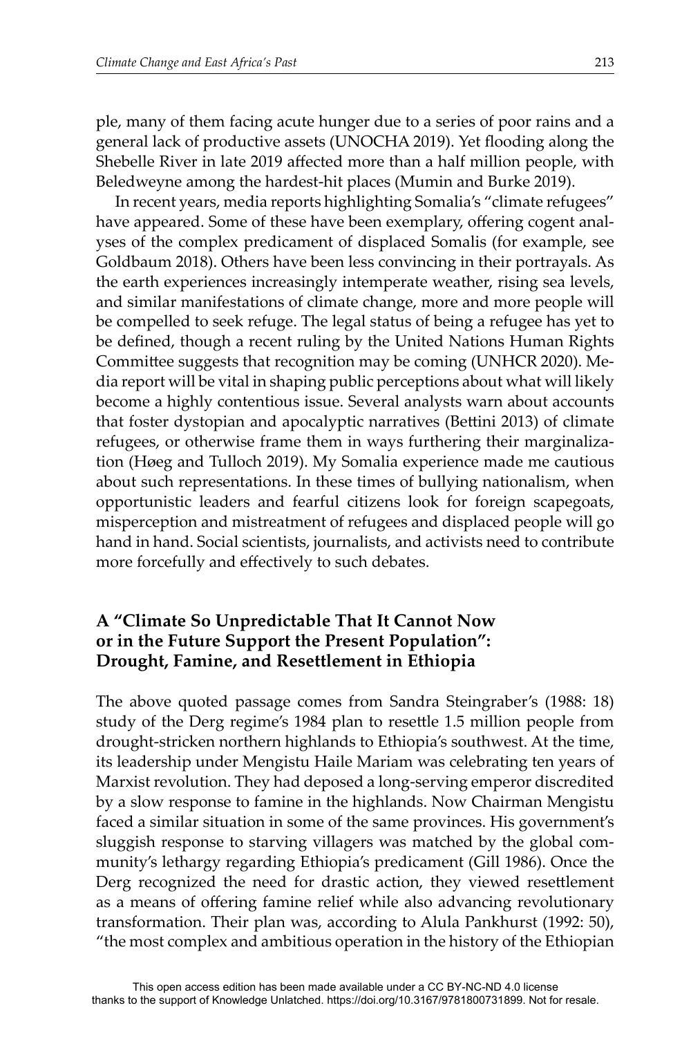ple, many of them facing acute hunger due to a series of poor rains and a general lack of productive assets (UNOCHA 2019). Yet flooding along the Shebelle River in late 2019 affected more than a half million people, with Beledweyne among the hardest-hit places (Mumin and Burke 2019).

In recent years, media reports highlighting Somalia's "climate refugees" have appeared. Some of these have been exemplary, offering cogent analyses of the complex predicament of displaced Somalis (for example, see Goldbaum 2018). Others have been less convincing in their portrayals. As the earth experiences increasingly intemperate weather, rising sea levels, and similar manifestations of climate change, more and more people will be compelled to seek refuge. The legal status of being a refugee has yet to be defined, though a recent ruling by the United Nations Human Rights Committee suggests that recognition may be coming (UNHCR 2020). Media report will be vital in shaping public perceptions about what will likely become a highly contentious issue. Several analysts warn about accounts that foster dystopian and apocalyptic narratives (Bettini 2013) of climate refugees, or otherwise frame them in ways furthering their marginalization (Høeg and Tulloch 2019). My Somalia experience made me cautious about such representations. In these times of bullying nationalism, when opportunistic leaders and fearful citizens look for foreign scapegoats, misperception and mistreatment of refugees and displaced people will go hand in hand. Social scientists, journalists, and activists need to contribute more forcefully and effectively to such debates.

## A "Climate So Unpredictable That It Cannot Now or in the Future Support the Present Population": Drought, Famine, and Resettlement in Ethiopia

The above quoted passage comes from Sandra Steingraber's (1988: 18) study of the Derg regime's 1984 plan to resettle 1.5 million people from drought-stricken northern highlands to Ethiopia's southwest. At the time, its leadership under Mengistu Haile Mariam was celebrating ten years of Marxist revolution. They had deposed a long-serving emperor discredited by a slow response to famine in the highlands. Now Chairman Mengistu faced a similar situation in some of the same provinces. His government's sluggish response to starving villagers was matched by the global community's lethargy regarding Ethiopia's predicament (Gill 1986). Once the Derg recognized the need for drastic action, they viewed resettlement as a means of offering famine relief while also advancing revolutionary transformation. Their plan was, according to Alula Pankhurst (1992: 50), "the most complex and ambitious operation in the history of the Ethiopian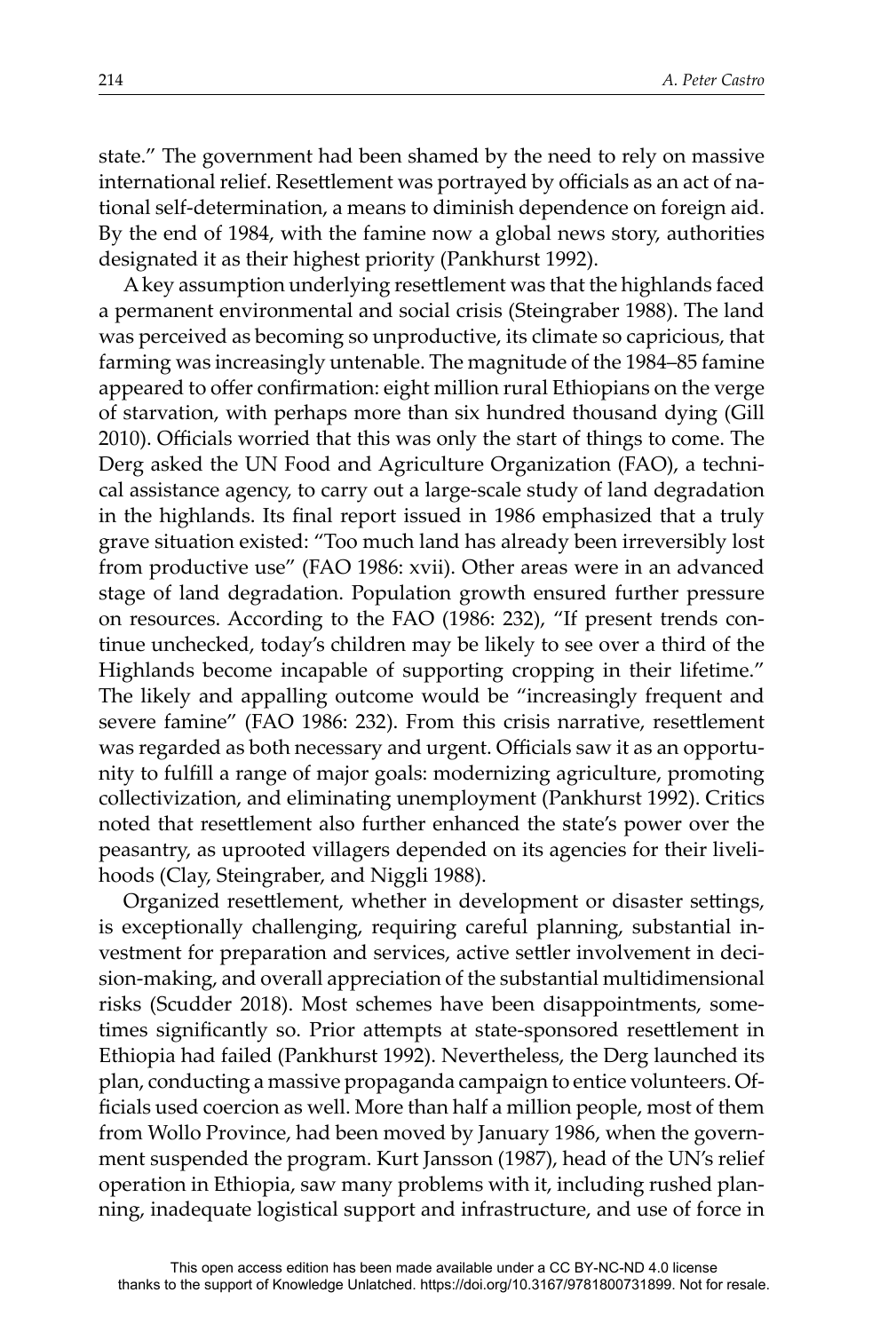state." The government had been shamed by the need to rely on massive international relief. Resettlement was portrayed by officials as an act of national self-determination, a means to diminish dependence on foreign aid. By the end of 1984, with the famine now a global news story, authorities designated it as their highest priority (Pankhurst 1992).

A key assumption underlying resettlement was that the highlands faced a permanent environmental and social crisis (Steingraber 1988). The land was perceived as becoming so unproductive, its climate so capricious, that farming was increasingly untenable. The magnitude of the 1984–85 famine appeared to offer confirmation: eight million rural Ethiopians on the verge of starvation, with perhaps more than six hundred thousand dying (Gill 2010). Officials worried that this was only the start of things to come. The Derg asked the UN Food and Agriculture Organization (FAO), a technical assistance agency, to carry out a large-scale study of land degradation in the highlands. Its final report issued in 1986 emphasized that a truly grave situation existed: "Too much land has already been irreversibly lost from productive use" (FAO 1986: xvii). Other areas were in an advanced stage of land degradation. Population growth ensured further pressure on resources. According to the FAO (1986: 232), "If present trends continue unchecked, today's children may be likely to see over a third of the Highlands become incapable of supporting cropping in their lifetime." The likely and appalling outcome would be "increasingly frequent and severe famine" (FAO 1986: 232). From this crisis narrative, resettlement was regarded as both necessary and urgent. Officials saw it as an opportunity to fulfill a range of major goals: modernizing agriculture, promoting collectivization, and eliminating unemployment (Pankhurst 1992). Critics noted that resettlement also further enhanced the state's power over the peasantry, as uprooted villagers depended on its agencies for their livelihoods (Clay, Steingraber, and Niggli 1988).

Organized resettlement, whether in development or disaster settings, is exceptionally challenging, requiring careful planning, substantial investment for preparation and services, active settler involvement in decision-making, and overall appreciation of the substantial multidimensional risks (Scudder 2018). Most schemes have been disappointments, sometimes significantly so. Prior attempts at state-sponsored resettlement in Ethiopia had failed (Pankhurst 1992). Nevertheless, the Derg launched its plan, conducting a massive propaganda campaign to entice volunteers. Officials used coercion as well. More than half a million people, most of them from Wollo Province, had been moved by January 1986, when the government suspended the program. Kurt Jansson (1987), head of the UN's relief operation in Ethiopia, saw many problems with it, including rushed planning, inadequate logistical support and infrastructure, and use of force in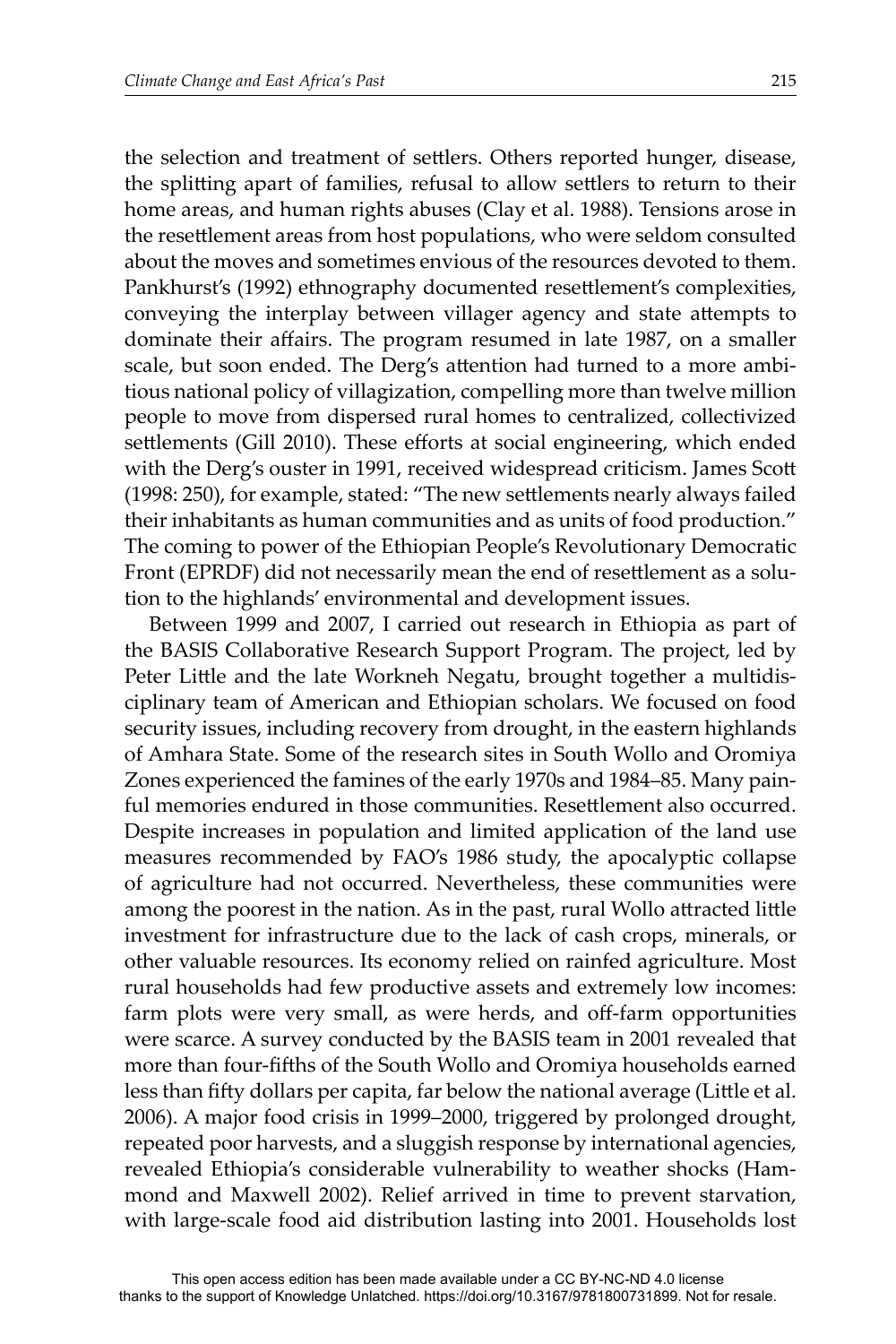the selection and treatment of settlers. Others reported hunger, disease, the splitting apart of families, refusal to allow settlers to return to their home areas, and human rights abuses (Clay et al. 1988). Tensions arose in the resettlement areas from host populations, who were seldom consulted about the moves and sometimes envious of the resources devoted to them. Pankhurst's (1992) ethnography documented resettlement's complexities, conveying the interplay between villager agency and state attempts to dominate their affairs. The program resumed in late 1987, on a smaller scale, but soon ended. The Derg's attention had turned to a more ambitious national policy of villagization, compelling more than twelve million people to move from dispersed rural homes to centralized, collectivized settlements (Gill 2010). These efforts at social engineering, which ended with the Derg's ouster in 1991, received widespread criticism. James Scott (1998: 250), for example, stated: "The new settlements nearly always failed their inhabitants as human communities and as units of food production." The coming to power of the Ethiopian People's Revolutionary Democratic Front (EPRDF) did not necessarily mean the end of resettlement as a solution to the highlands' environmental and development issues.

Between 1999 and 2007, I carried out research in Ethiopia as part of the BASIS Collaborative Research Support Program. The project, led by Peter Little and the late Workneh Negatu, brought together a multidisciplinary team of American and Ethiopian scholars. We focused on food security issues, including recovery from drought, in the eastern highlands of Amhara State. Some of the research sites in South Wollo and Oromiya Zones experienced the famines of the early 1970s and 1984–85. Many painful memories endured in those communities. Resettlement also occurred. Despite increases in population and limited application of the land use measures recommended by FAO's 1986 study, the apocalyptic collapse of agriculture had not occurred. Nevertheless, these communities were among the poorest in the nation. As in the past, rural Wollo attracted little investment for infrastructure due to the lack of cash crops, minerals, or other valuable resources. Its economy relied on rainfed agriculture. Most rural households had few productive assets and extremely low incomes: farm plots were very small, as were herds, and off-farm opportunities were scarce. A survey conducted by the BASIS team in 2001 revealed that more than four-fifths of the South Wollo and Oromiya households earned less than fifty dollars per capita, far below the national average (Little et al. 2006). A major food crisis in 1999–2000, triggered by prolonged drought, repeated poor harvests, and a sluggish response by international agencies, revealed Ethiopia's considerable vulnerability to weather shocks (Hammond and Maxwell 2002). Relief arrived in time to prevent starvation, with large-scale food aid distribution lasting into 2001. Households lost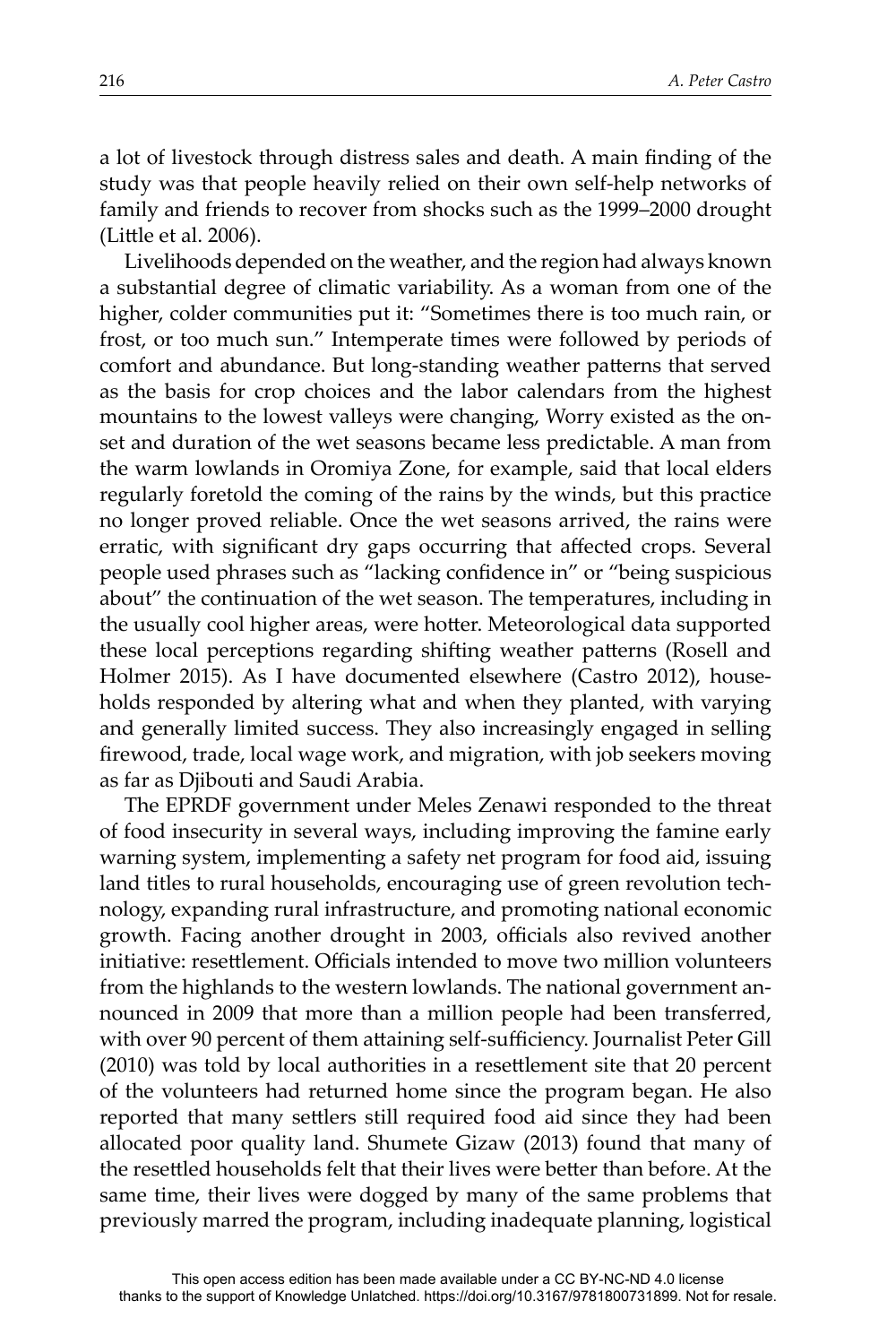a lot of livestock through distress sales and death. A main finding of the study was that people heavily relied on their own self-help networks of family and friends to recover from shocks such as the 1999–2000 drought (Little et al. 2006).

Livelihoods depended on the weather, and the region had always known a substantial degree of climatic variability. As a woman from one of the higher, colder communities put it: "Sometimes there is too much rain, or frost, or too much sun." Intemperate times were followed by periods of comfort and abundance. But long-standing weather patterns that served as the basis for crop choices and the labor calendars from the highest mountains to the lowest valleys were changing, Worry existed as the onset and duration of the wet seasons became less predictable. A man from the warm lowlands in Oromiya Zone, for example, said that local elders regularly foretold the coming of the rains by the winds, but this practice no longer proved reliable. Once the wet seasons arrived, the rains were erratic, with significant dry gaps occurring that affected crops. Several people used phrases such as "lacking confidence in" or "being suspicious about" the continuation of the wet season. The temperatures, including in the usually cool higher areas, were hotter. Meteorological data supported these local perceptions regarding shifting weather patterns (Rosell and Holmer 2015). As I have documented elsewhere (Castro 2012), households responded by altering what and when they planted, with varying and generally limited success. They also increasingly engaged in selling firewood, trade, local wage work, and migration, with job seekers moving as far as Djibouti and Saudi Arabia.

The EPRDF government under Meles Zenawi responded to the threat of food insecurity in several ways, including improving the famine early warning system, implementing a safety net program for food aid, issuing land titles to rural households, encouraging use of green revolution technology, expanding rural infrastructure, and promoting national economic growth. Facing another drought in 2003, officials also revived another initiative: resettlement. Officials intended to move two million volunteers from the highlands to the western lowlands. The national government announced in 2009 that more than a million people had been transferred, with over 90 percent of them attaining self-sufficiency. Journalist Peter Gill (2010) was told by local authorities in a resettlement site that 20 percent of the volunteers had returned home since the program began. He also reported that many settlers still required food aid since they had been allocated poor quality land. Shumete Gizaw (2013) found that many of the resettled households felt that their lives were better than before. At the same time, their lives were dogged by many of the same problems that previously marred the program, including inadequate planning, logistical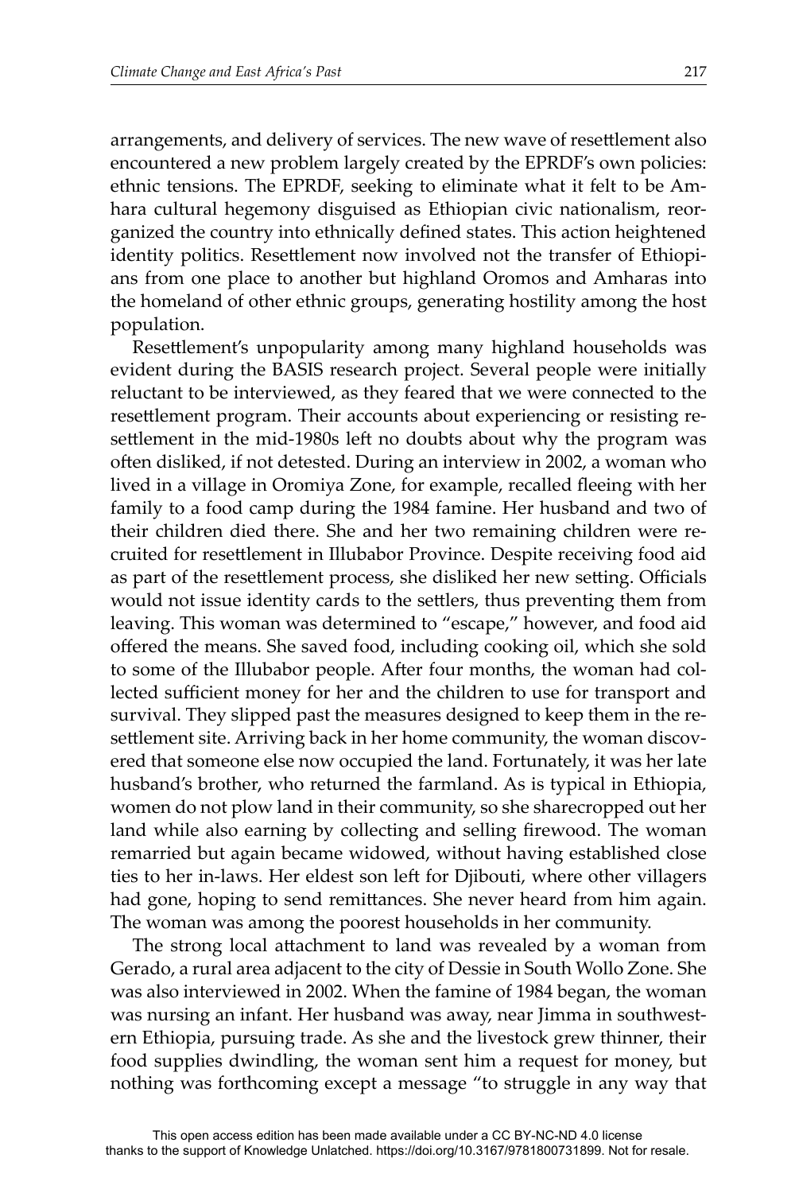arrangements, and delivery of services. The new wave of resettlement also encountered a new problem largely created by the EPRDF's own policies: ethnic tensions. The EPRDF, seeking to eliminate what it felt to be Amhara cultural hegemony disguised as Ethiopian civic nationalism, reorganized the country into ethnically defined states. This action heightened identity politics. Resettlement now involved not the transfer of Ethiopians from one place to another but highland Oromos and Amharas into the homeland of other ethnic groups, generating hostility among the host population.

Resettlement's unpopularity among many highland households was evident during the BASIS research project. Several people were initially reluctant to be interviewed, as they feared that we were connected to the resettlement program. Their accounts about experiencing or resisting resettlement in the mid-1980s left no doubts about why the program was often disliked, if not detested. During an interview in 2002, a woman who lived in a village in Oromiya Zone, for example, recalled fleeing with her family to a food camp during the 1984 famine. Her husband and two of their children died there. She and her two remaining children were recruited for resettlement in Illubabor Province. Despite receiving food aid as part of the resettlement process, she disliked her new setting. Officials would not issue identity cards to the settlers, thus preventing them from leaving. This woman was determined to "escape," however, and food aid offered the means. She saved food, including cooking oil, which she sold to some of the Illubabor people. After four months, the woman had collected sufficient money for her and the children to use for transport and survival. They slipped past the measures designed to keep them in the resettlement site. Arriving back in her home community, the woman discovered that someone else now occupied the land. Fortunately, it was her late husband's brother, who returned the farmland. As is typical in Ethiopia, women do not plow land in their community, so she sharecropped out her land while also earning by collecting and selling firewood. The woman remarried but again became widowed, without having established close ties to her in-laws. Her eldest son left for Djibouti, where other villagers had gone, hoping to send remittances. She never heard from him again. The woman was among the poorest households in her community.

The strong local attachment to land was revealed by a woman from Gerado, a rural area adjacent to the city of Dessie in South Wollo Zone. She was also interviewed in 2002. When the famine of 1984 began, the woman was nursing an infant. Her husband was away, near Jimma in southwestern Ethiopia, pursuing trade. As she and the livestock grew thinner, their food supplies dwindling, the woman sent him a request for money, but nothing was forthcoming except a message "to struggle in any way that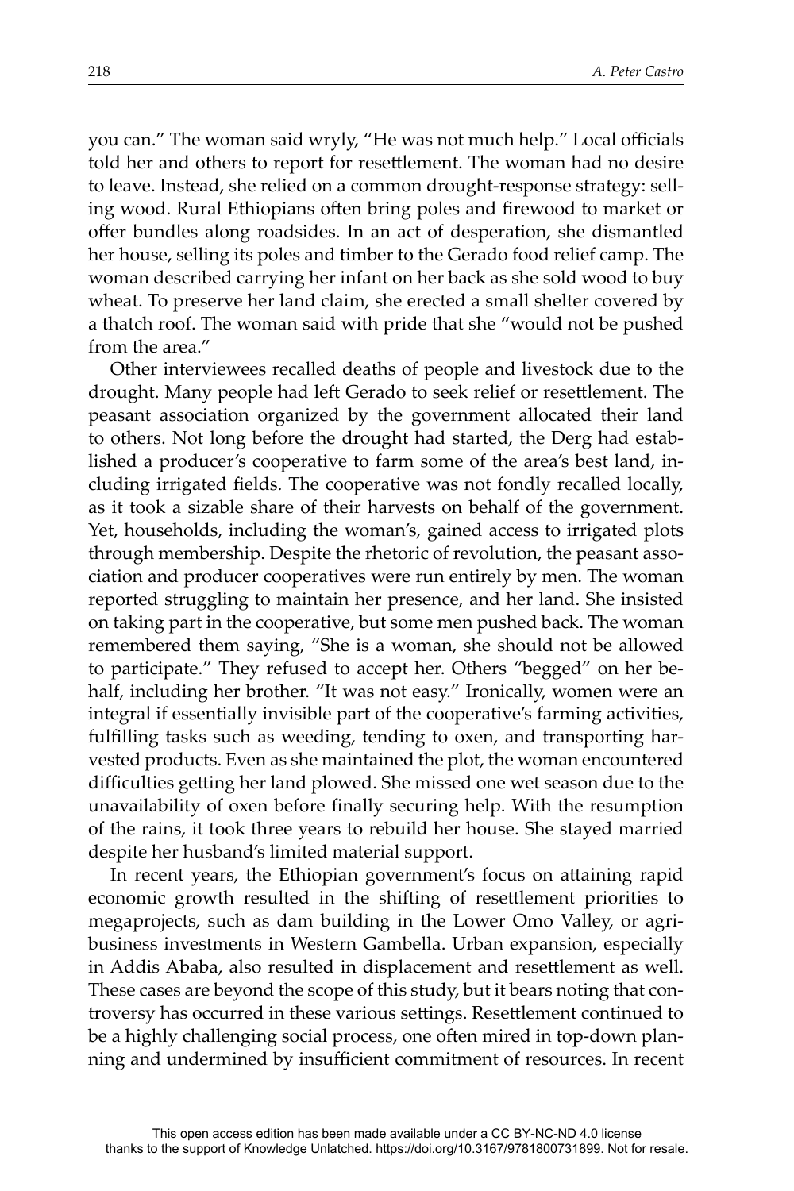you can." The woman said wryly, "He was not much help." Local officials told her and others to report for resettlement. The woman had no desire to leave. Instead, she relied on a common drought-response strategy: selling wood. Rural Ethiopians often bring poles and firewood to market or offer bundles along roadsides. In an act of desperation, she dismantled her house, selling its poles and timber to the Gerado food relief camp. The woman described carrying her infant on her back as she sold wood to buy wheat. To preserve her land claim, she erected a small shelter covered by a thatch roof. The woman said with pride that she "would not be pushed from the area."

Other interviewees recalled deaths of people and livestock due to the drought. Many people had left Gerado to seek relief or resettlement. The peasant association organized by the government allocated their land to others. Not long before the drought had started, the Derg had established a producer's cooperative to farm some of the area's best land, including irrigated fields. The cooperative was not fondly recalled locally, as it took a sizable share of their harvests on behalf of the government. Yet, households, including the woman's, gained access to irrigated plots through membership. Despite the rhetoric of revolution, the peasant association and producer cooperatives were run entirely by men. The woman reported struggling to maintain her presence, and her land. She insisted on taking part in the cooperative, but some men pushed back. The woman remembered them saying, "She is a woman, she should not be allowed to participate." They refused to accept her. Others "begged" on her behalf, including her brother. "It was not easy." Ironically, women were an integral if essentially invisible part of the cooperative's farming activities, fulfilling tasks such as weeding, tending to oxen, and transporting harvested products. Even as she maintained the plot, the woman encountered difficulties getting her land plowed. She missed one wet season due to the unavailability of oxen before finally securing help. With the resumption of the rains, it took three years to rebuild her house. She stayed married despite her husband's limited material support.

In recent years, the Ethiopian government's focus on attaining rapid economic growth resulted in the shifting of resettlement priorities to megaprojects, such as dam building in the Lower Omo Valley, or agribusiness investments in Western Gambella. Urban expansion, especially in Addis Ababa, also resulted in displacement and resettlement as well. These cases are beyond the scope of this study, but it bears noting that controversy has occurred in these various settings. Resettlement continued to be a highly challenging social process, one often mired in top-down planning and undermined by insufficient commitment of resources. In recent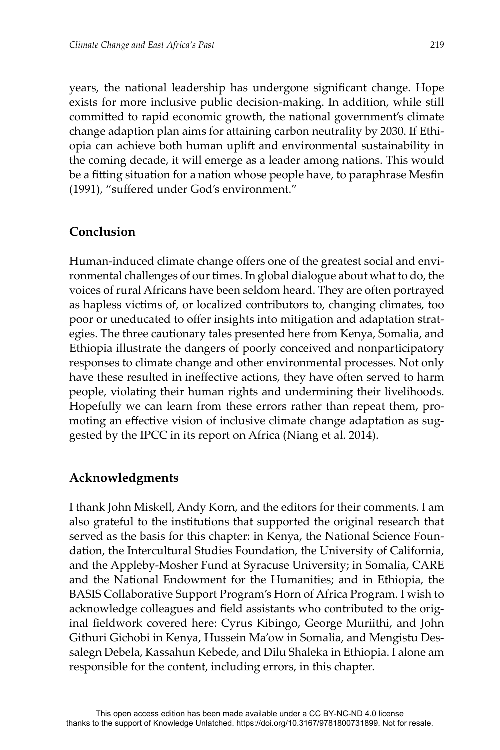years, the national leadership has undergone significant change. Hope exists for more inclusive public decision-making. In addition, while still committed to rapid economic growth, the national government's climate change adaption plan aims for attaining carbon neutrality by 2030. If Ethiopia can achieve both human uplift and environmental sustainability in the coming decade, it will emerge as a leader among nations. This would be a fitting situation for a nation whose people have, to paraphrase Mesfin (1991), "suffered under God's environment."

## Conclusion

Human-induced climate change offers one of the greatest social and environmental challenges of our times. In global dialogue about what to do, the voices of rural Africans have been seldom heard. They are often portrayed as hapless victims of, or localized contributors to, changing climates, too poor or uneducated to offer insights into mitigation and adaptation strategies. The three cautionary tales presented here from Kenya, Somalia, and Ethiopia illustrate the dangers of poorly conceived and nonparticipatory responses to climate change and other environmental processes. Not only have these resulted in ineffective actions, they have often served to harm people, violating their human rights and undermining their livelihoods. Hopefully we can learn from these errors rather than repeat them, promoting an effective vision of inclusive climate change adaptation as suggested by the IPCC in its report on Africa (Niang et al. 2014).

## Acknowledgments

I thank John Miskell, Andy Korn, and the editors for their comments. I am also grateful to the institutions that supported the original research that served as the basis for this chapter: in Kenya, the National Science Foundation, the Intercultural Studies Foundation, the University of California, and the Appleby-Mosher Fund at Syracuse University; in Somalia, CARE and the National Endowment for the Humanities; and in Ethiopia, the BASIS Collaborative Support Program's Horn of Africa Program. I wish to acknowledge colleagues and field assistants who contributed to the original fieldwork covered here: Cyrus Kibingo, George Muriithi, and John Githuri Gichobi in Kenya, Hussein Ma'ow in Somalia, and Mengistu Dessalegn Debela, Kassahun Kebede, and Dilu Shaleka in Ethiopia. I alone am responsible for the content, including errors, in this chapter.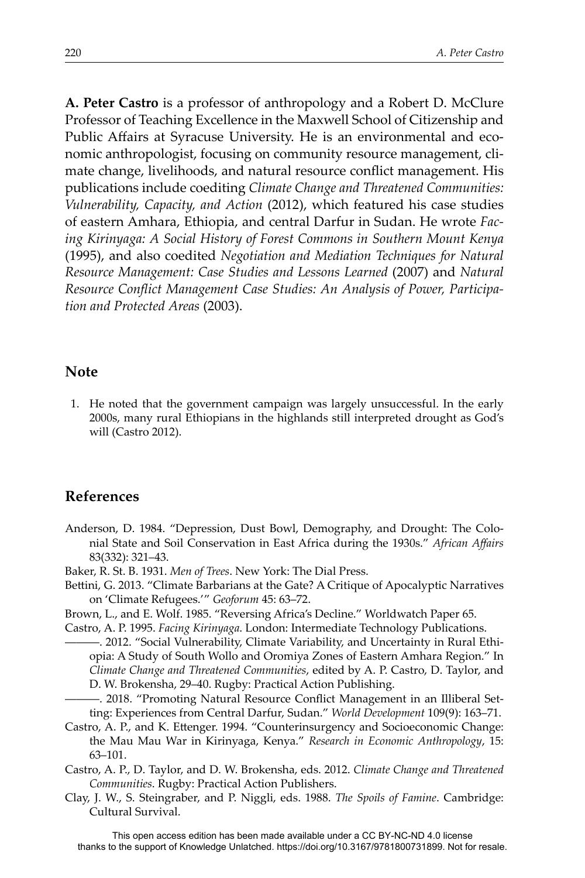**A. Peter Castro** is a professor of anthropology and a Robert D. McClure Professor of Teaching Excellence in the Maxwell School of Citizenship and Public Affairs at Syracuse University. He is an environmental and economic anthropologist, focusing on community resource management, climate change, livelihoods, and natural resource conflict management. His publications include coediting *Climate Change and Threatened Communities: Vulnerability, Capacity, and Action* (2012), which featured his case studies of eastern Amhara, Ethiopia, and central Darfur in Sudan. He wrote *Facing Kirinyaga: A Social History of Forest Commons in Southern Mount Kenya* (1995), and also coedited *Negotiation and Mediation Techniques for Natural Resource Management: Case Studies and Lessons Learned* (2007) and *Natural Resource Conflict Management Case Studies: An Analysis of Power, Participation and Protected Areas* (2003).

## Note

1. He noted that the government campaign was largely unsuccessful. In the early 2000s, many rural Ethiopians in the highlands still interpreted drought as God's will (Castro 2012).

## References

Anderson, D. 1984. "Depression, Dust Bowl, Demography, and Drought: The Colonial State and Soil Conservation in East Africa during the 1930s." *African Affairs* 83(332): 321–43.

Baker, R. St. B. 1931. *Men of Trees*. New York: The Dial Press.

Bettini, G. 2013. "Climate Barbarians at the Gate? A Critique of Apocalyptic Narratives on 'Climate Refugees.'" *Geoforum* 45: 63–72.

Brown, L., and E. Wolf. 1985. "Reversing Africa's Decline." Worldwatch Paper 65.

Castro, A. P. 1995. *Facing Kirinyaga*. London: Intermediate Technology Publications.

———. 2012. "Social Vulnerability, Climate Variability, and Uncertainty in Rural Ethiopia: A Study of South Wollo and Oromiya Zones of Eastern Amhara Region." In *Climate Change and Threatened Communities*, edited by A. P. Castro, D. Taylor, and D. W. Brokensha, 29–40. Rugby: Practical Action Publishing.

———. 2018. "Promoting Natural Resource Conflict Management in an Illiberal Setting: Experiences from Central Darfur, Sudan." *World Development* 109(9): 163–71.

Castro, A. P., and K. Ettenger. 1994. "Counterinsurgency and Socioeconomic Change: the Mau Mau War in Kirinyaga, Kenya." *Research in Economic Anthropology*, 15: 63–101.

Castro, A. P., D. Taylor, and D. W. Brokensha, eds. 2012. *Climate Change and Threatened Communities*. Rugby: Practical Action Publishers.

Clay, J. W., S. Steingraber, and P. Niggli, eds. 1988. *The Spoils of Famine*. Cambridge: Cultural Survival.

This open access edition has been made available under a CC BY-NC-ND 4.0 license thanks to the support of Knowledge Unlatched. https://doi.org/10.3167/9781800731899. Not for resale.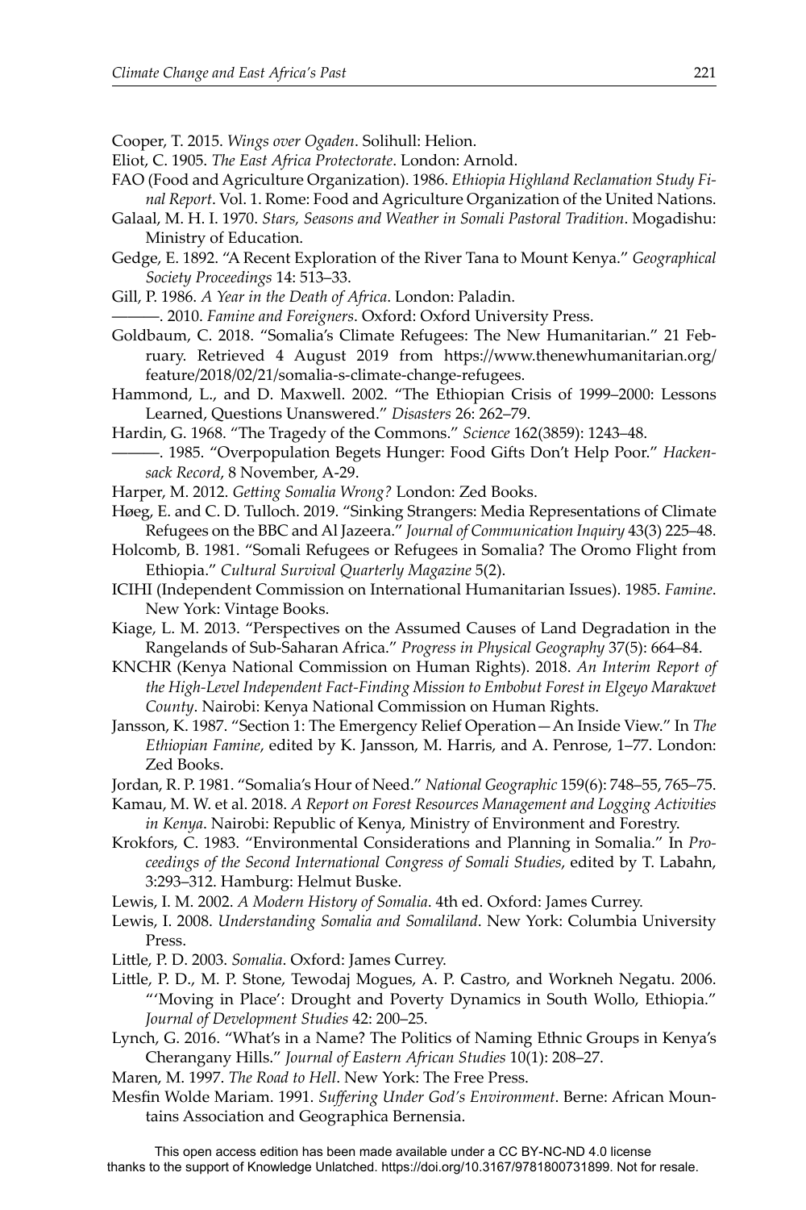Cooper, T. 2015. *Wings over Ogaden*. Solihull: Helion.

Eliot, C. 1905. *The East Africa Protectorate*. London: Arnold.

FAO (Food and Agriculture Organization). 1986. *Ethiopia Highland Reclamation Study Final Report*. Vol. 1. Rome: Food and Agriculture Organization of the United Nations.

Galaal, M. H. I. 1970. *Stars, Seasons and Weather in Somali Pastoral Tradition*. Mogadishu: Ministry of Education.

Gedge, E. 1892. "A Recent Exploration of the River Tana to Mount Kenya." *Geographical Society Proceedings* 14: 513–33.

Gill, P. 1986. *A Year in the Death of Africa*. London: Paladin.

———. 2010. *Famine and Foreigners*. Oxford: Oxford University Press.

Goldbaum, C. 2018. "Somalia's Climate Refugees: The New Humanitarian." 21 February. Retrieved 4 August 2019 from https://www.thenewhumanitarian.org/feature/2018/02/21/somalia-s-climate-change-refugees.

Hammond, L., and D. Maxwell. 2002. "The Ethiopian Crisis of 1999–2000: Lessons Learned, Questions Unanswered." *Disasters* 26: 262–79.

Hardin, G. 1968. "The Tragedy of the Commons." *Science* 162(3859): 1243–48.

———. 1985. "Overpopulation Begets Hunger: Food Gifts Don't Help Poor." *Hackensack Record*, 8 November, A-29.

Harper, M. 2012. *Getting Somalia Wrong?* London: Zed Books.

Høeg, E. and C. D. Tulloch. 2019. "Sinking Strangers: Media Representations of Climate Refugees on the BBC and Al Jazeera." *Journal of Communication Inquiry* 43(3) 225–48.

Holcomb, B. 1981. "Somali Refugees or Refugees in Somalia? The Oromo Flight from Ethiopia." *Cultural Survival Quarterly Magazine* 5(2).

ICIHI (Independent Commission on International Humanitarian Issues). 1985. *Famine*. New York: Vintage Books.

Kiage, L. M. 2013. "Perspectives on the Assumed Causes of Land Degradation in the Rangelands of Sub-Saharan Africa." *Progress in Physical Geography* 37(5): 664–84.

KNCHR (Kenya National Commission on Human Rights). 2018. *An Interim Report of the High-Level Independent Fact-Finding Mission to Embobut Forest in Elgeyo Marakwet County*. Nairobi: Kenya National Commission on Human Rights.

Jansson, K. 1987. "Section 1: The Emergency Relief Operation—An Inside View." In *The Ethiopian Famine*, edited by K. Jansson, M. Harris, and A. Penrose, 1–77. London: Zed Books.

Jordan, R. P. 1981. "Somalia's Hour of Need." *National Geographic* 159(6): 748–55, 765–75.

Kamau, M. W. et al. 2018. *A Report on Forest Resources Management and Logging Activities in Kenya*. Nairobi: Republic of Kenya, Ministry of Environment and Forestry.

Krokfors, C. 1983. "Environmental Considerations and Planning in Somalia." In *Proceedings of the Second International Congress of Somali Studies*, edited by T. Labahn, 3:293–312. Hamburg: Helmut Buske.

Lewis, I. M. 2002. *A Modern History of Somalia*. 4th ed. Oxford: James Currey.

Lewis, I. 2008. *Understanding Somalia and Somaliland*. New York: Columbia University Press.

Little, P. D. 2003. *Somalia*. Oxford: James Currey.

Little, P. D., M. P. Stone, Tewodaj Mogues, A. P. Castro, and Workneh Negatu. 2006. "'Moving in Place': Drought and Poverty Dynamics in South Wollo, Ethiopia." *Journal of Development Studies* 42: 200–25.

Lynch, G. 2016. "What's in a Name? The Politics of Naming Ethnic Groups in Kenya's Cherangany Hills." *Journal of Eastern African Studies* 10(1): 208–27.

Maren, M. 1997. *The Road to Hell*. New York: The Free Press.

Mesfin Wolde Mariam. 1991. *Suffering Under God's Environment*. Berne: African Mountains Association and Geographica Bernensia.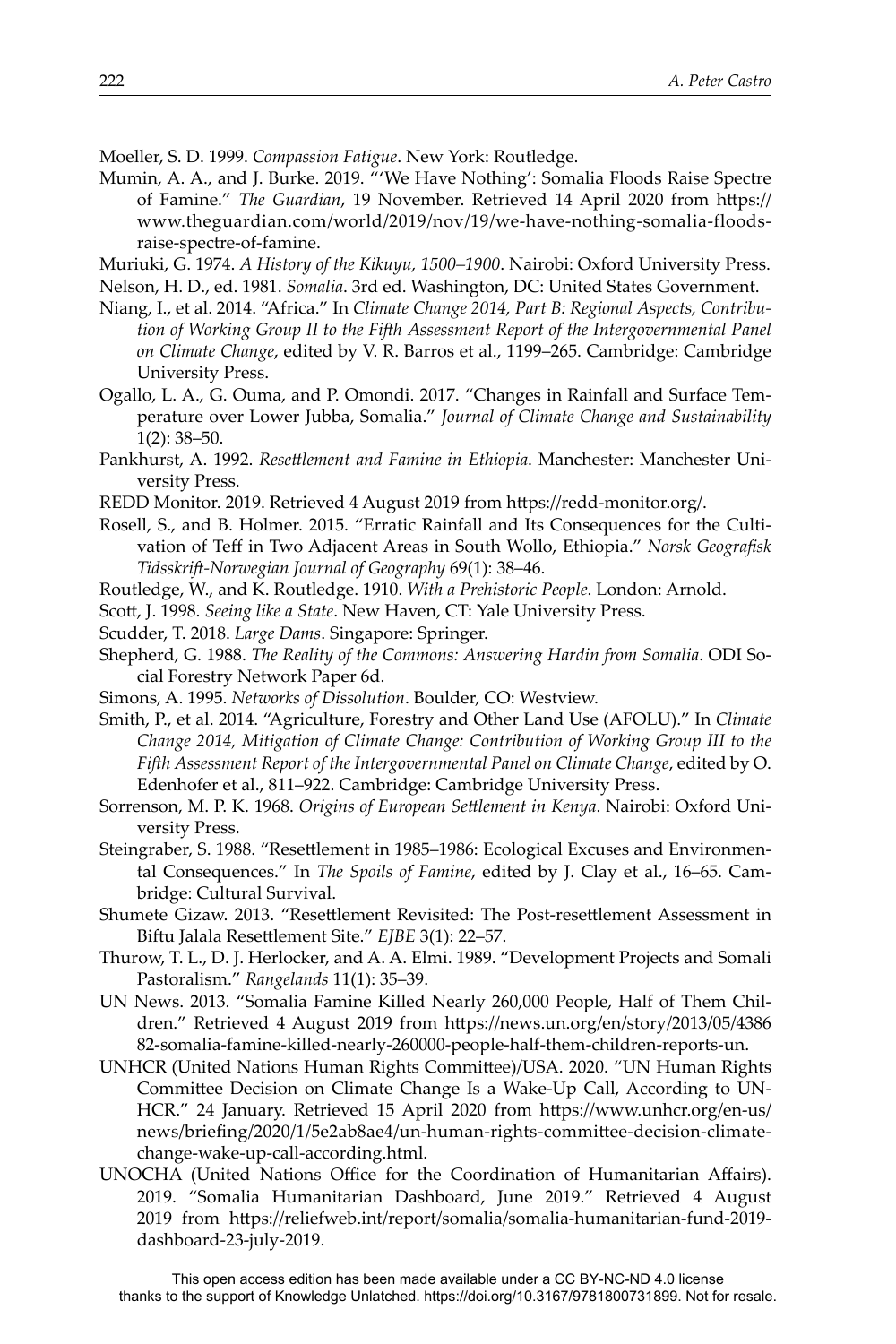Moeller, S. D. 1999. *Compassion Fatigue*. New York: Routledge.

Mumin, A. A., and J. Burke. 2019. "'We Have Nothing': Somalia Floods Raise Spectre of Famine." *The Guardian*, 19 November. Retrieved 14 April 2020 from https://www.theguardian.com/world/2019/nov/19/we-have-nothing-somalia-floods-raise-spectre-of-famine.

Muriuki, G. 1974. *A History of the Kikuyu, 1500–1900*. Nairobi: Oxford University Press.

Nelson, H. D., ed. 1981. *Somalia*. 3rd ed. Washington, DC: United States Government.

Niang, I., et al. 2014. "Africa." In *Climate Change 2014, Part B: Regional Aspects, Contribution of Working Group II to the Fifth Assessment Report of the Intergovernmental Panel on Climate Change*, edited by V. R. Barros et al., 1199–265. Cambridge: Cambridge University Press.

Ogallo, L. A., G. Ouma, and P. Omondi. 2017. "Changes in Rainfall and Surface Temperature over Lower Jubba, Somalia." *Journal of Climate Change and Sustainability* 1(2): 38–50.

Pankhurst, A. 1992. *Resettlement and Famine in Ethiopia*. Manchester: Manchester University Press.

REDD Monitor. 2019. Retrieved 4 August 2019 from https://redd-monitor.org/.

Rosell, S., and B. Holmer. 2015. "Erratic Rainfall and Its Consequences for the Cultivation of Teff in Two Adjacent Areas in South Wollo, Ethiopia." *Norsk Geografisk Tidsskrift-Norwegian Journal of Geography* 69(1): 38–46.

Routledge, W., and K. Routledge. 1910. *With a Prehistoric People*. London: Arnold.

Scott, J. 1998. *Seeing like a State*. New Haven, CT: Yale University Press.

Scudder, T. 2018. *Large Dams*. Singapore: Springer.

Shepherd, G. 1988. *The Reality of the Commons: Answering Hardin from Somalia*. ODI Social Forestry Network Paper 6d.

Simons, A. 1995. *Networks of Dissolution*. Boulder, CO: Westview.

Smith, P., et al. 2014. "Agriculture, Forestry and Other Land Use (AFOLU)." In *Climate Change 2014, Mitigation of Climate Change: Contribution of Working Group III to the Fifth Assessment Report of the Intergovernmental Panel on Climate Change*, edited by O. Edenhofer et al., 811–922. Cambridge: Cambridge University Press.

Sorrenson, M. P. K. 1968. *Origins of European Settlement in Kenya*. Nairobi: Oxford University Press.

Steingraber, S. 1988. "Resettlement in 1985–1986: Ecological Excuses and Environmental Consequences." In *The Spoils of Famine*, edited by J. Clay et al., 16–65. Cambridge: Cultural Survival.

Shumete Gizaw. 2013. "Resettlement Revisited: The Post-resettlement Assessment in Biftu Jalala Resettlement Site." *EJBE* 3(1): 22–57.

Thurow, T. L., D. J. Herlocker, and A. A. Elmi. 1989. "Development Projects and Somali Pastoralism." *Rangelands* 11(1): 35–39.

UN News. 2013. "Somalia Famine Killed Nearly 260,000 People, Half of Them Children." Retrieved 4 August 2019 from https://news.un.org/en/story/2013/05/438682-somalia-famine-killed-nearly-260000-people-half-them-children-reports-un.

UNHCR (United Nations Human Rights Committee)/USA. 2020. "UN Human Rights Committee Decision on Climate Change Is a Wake-Up Call, According to UNHCR." 24 January. Retrieved 15 April 2020 from https://www.unhcr.org/en-us/news/briefing/2020/1/5e2ab8ae4/un-human-rights-committee-decision-climate-change-wake-up-call-according.html.

UNOCHA (United Nations Office for the Coordination of Humanitarian Affairs). 2019. "Somalia Humanitarian Dashboard, June 2019." Retrieved 4 August 2019 from https://reliefweb.int/report/somalia/somalia-humanitarian-fund-2019-dashboard-23-july-2019.

This open access edition has been made available under a CC BY-NC-ND 4.0 license thanks to the support of Knowledge Unlatched. https://doi.org/10.3167/9781800731899. Not for resale.